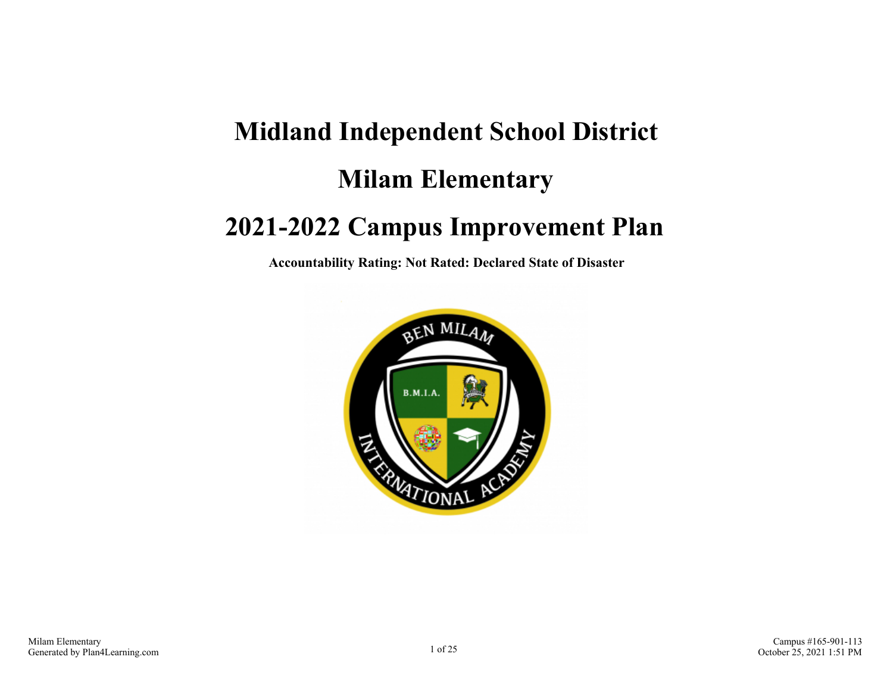# Midland Independent School District

# Milam Elementary

# 2021-2022 Campus Improvement Plan

**Accountability Rating: Not Rated: Declared State of Disaster**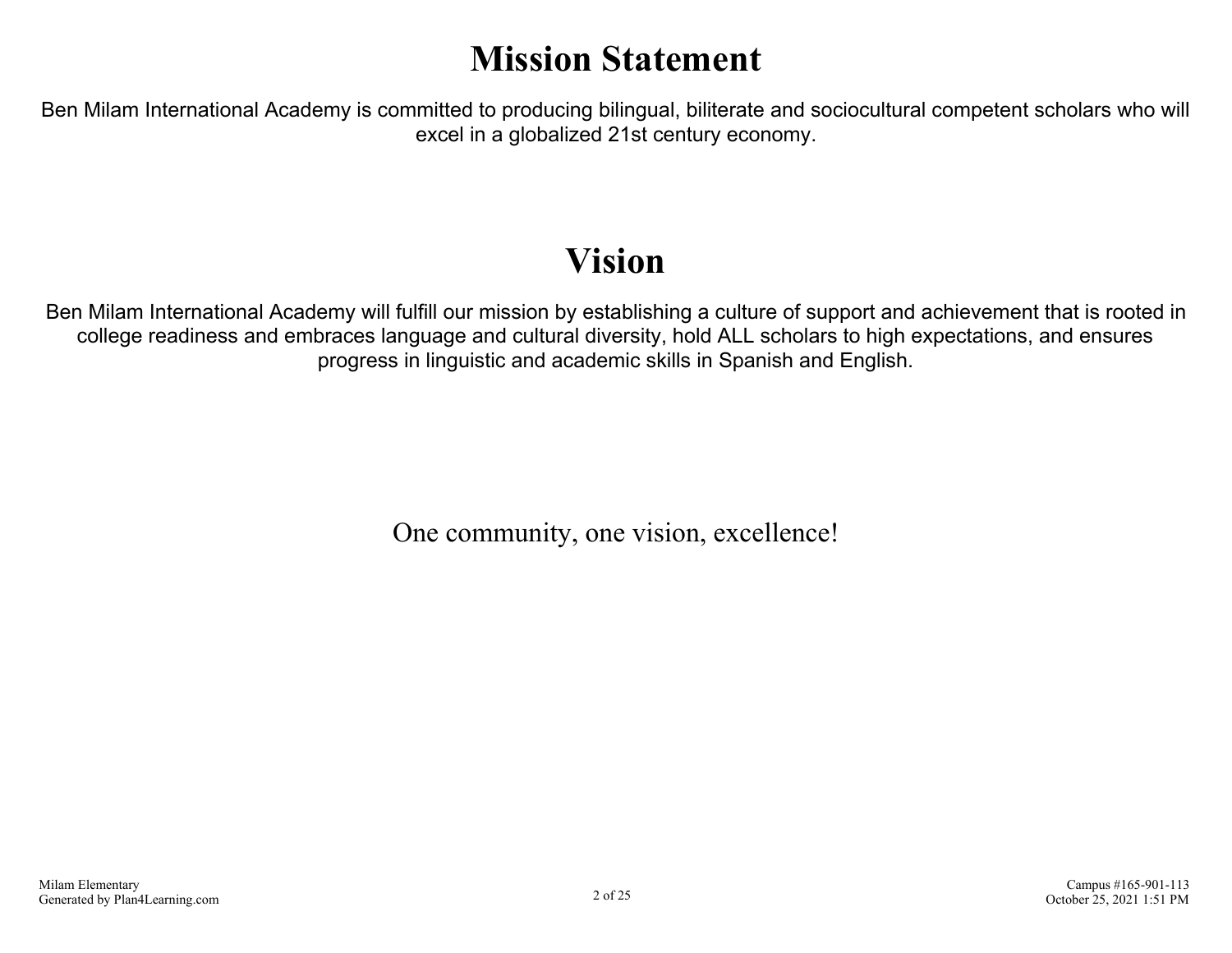# Mission Statement

Ben Milam International Academy is committed to producing bilingual, biliterate and sociocultural competent scholars who will excel in a globalized 21st century economy.

# Vision

Ben Milam International Academy will fulfill our mission by establishing a culture of support and achievement that is rooted in college readiness and embraces language and cultural diversity, hold ALL scholars to high expectations, and ensures progress in linguistic and academic skills in Spanish and English.

One community, one vision, excellence!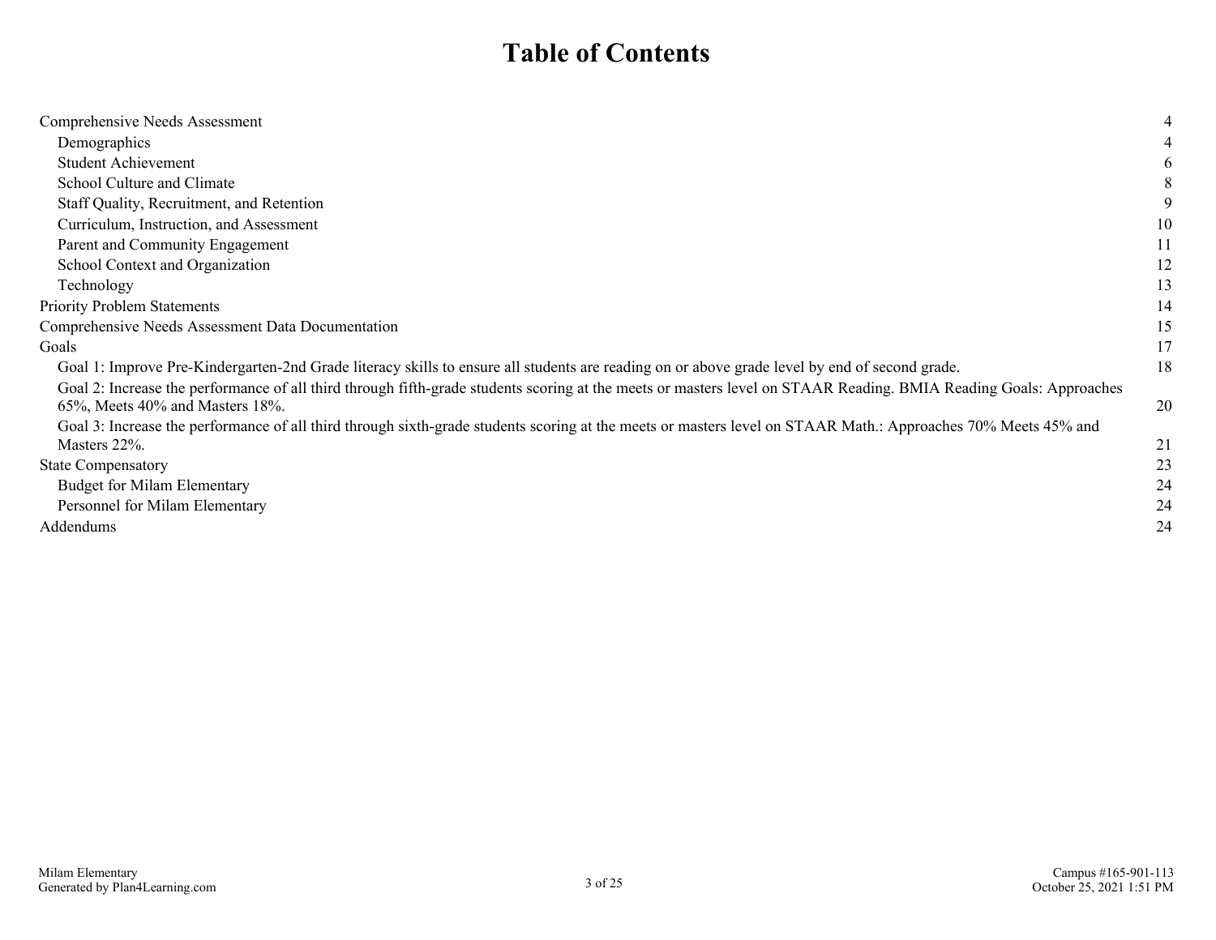# Table of Contents

| | |
|---|---|
| Comprehensive Needs Assessment | 4 |
| Demographics | 4 |
| Student Achievement | 6 |
| School Culture and Climate | 8 |
| Staff Quality, Recruitment, and Retention | 9 |
| Curriculum, Instruction, and Assessment | 10 |
| Parent and Community Engagement | 11 |
| School Context and Organization | 12 |
| Technology | 13 |
| Priority Problem Statements | 14 |
| Comprehensive Needs Assessment Data Documentation | 15 |
| Goals | 17 |
| Goal 1: Improve Pre-Kindergarten-2nd Grade literacy skills to ensure all students are reading on or above grade level by end of second grade. | 18 |
| Goal 2: Increase the performance of all third through fifth-grade students scoring at the meets or masters level on STAAR Reading. BMIA Reading Goals: Approaches 65%, Meets 40% and Masters 18%. | 20 |
| Goal 3: Increase the performance of all third through sixth-grade students scoring at the meets or masters level on STAAR Math.: Approaches 70% Meets 45% and Masters 22%. | 21 |
| State Compensatory | 23 |
| Budget for Milam Elementary | 24 |
| Personnel for Milam Elementary | 24 |
| Addendums | 24 |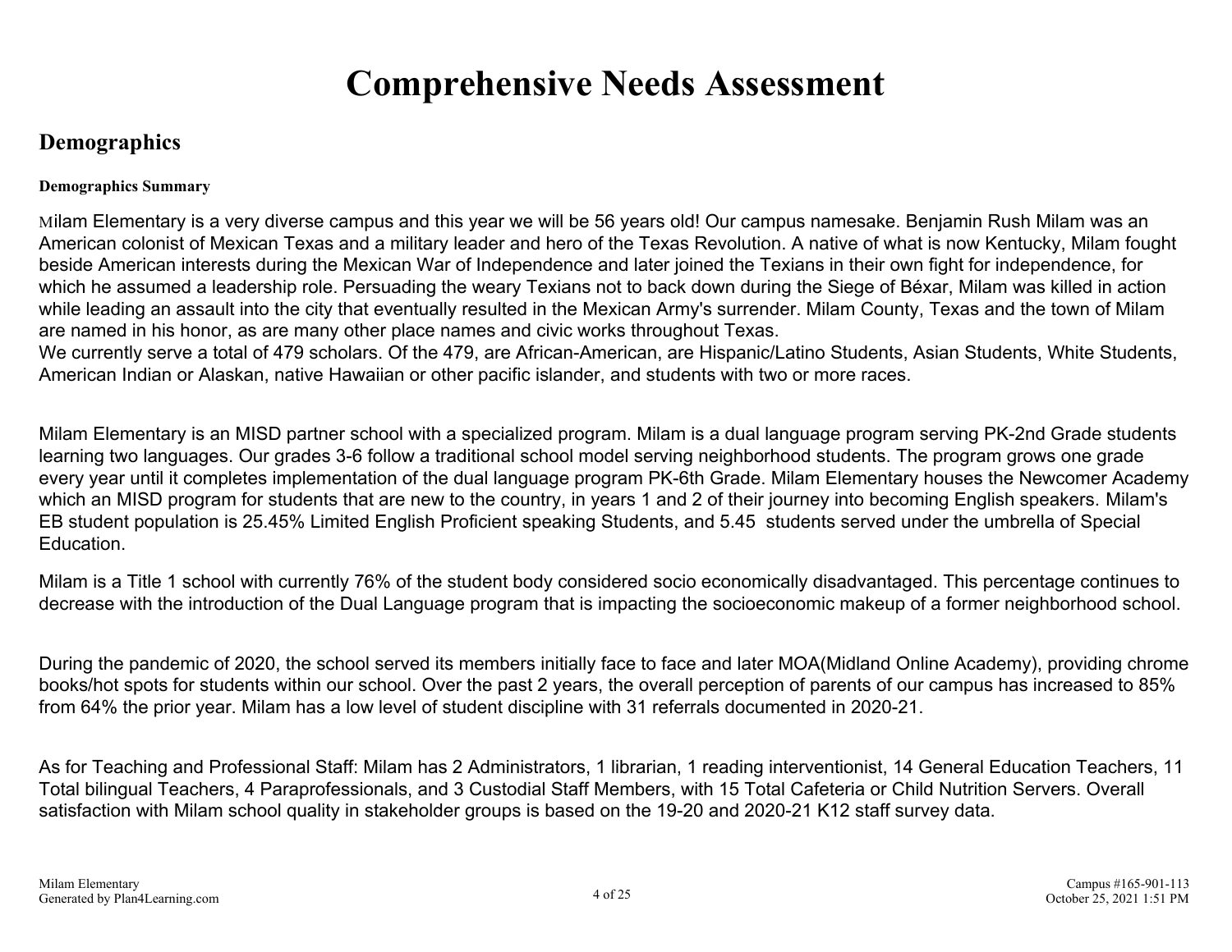# Comprehensive Needs Assessment

## Demographics

### Demographics Summary

Milam Elementary is a very diverse campus and this year we will be 56 years old! Our campus namesake. Benjamin Rush Milam was an American colonist of Mexican Texas and a military leader and hero of the Texas Revolution. A native of what is now Kentucky, Milam fought beside American interests during the Mexican War of Independence and later joined the Texians in their own fight for independence, for which he assumed a leadership role. Persuading the weary Texians not to back down during the Siege of Béxar, Milam was killed in action while leading an assault into the city that eventually resulted in the Mexican Army's surrender. Milam County, Texas and the town of Milam are named in his honor, as are many other place names and civic works throughout Texas.
We currently serve a total of 479 scholars. Of the 479, are African-American, are Hispanic/Latino Students, Asian Students, White Students, American Indian or Alaskan, native Hawaiian or other pacific islander, and students with two or more races.

Milam Elementary is an MISD partner school with a specialized program. Milam is a dual language program serving PK-2nd Grade students learning two languages. Our grades 3-6 follow a traditional school model serving neighborhood students. The program grows one grade every year until it completes implementation of the dual language program PK-6th Grade. Milam Elementary houses the Newcomer Academy which an MISD program for students that are new to the country, in years 1 and 2 of their journey into becoming English speakers. Milam's EB student population is 25.45% Limited English Proficient speaking Students, and 5.45 students served under the umbrella of Special Education.

Milam is a Title 1 school with currently 76% of the student body considered socio economically disadvantaged. This percentage continues to decrease with the introduction of the Dual Language program that is impacting the socioeconomic makeup of a former neighborhood school.

During the pandemic of 2020, the school served its members initially face to face and later MOA(Midland Online Academy), providing chrome books/hot spots for students within our school. Over the past 2 years, the overall perception of parents of our campus has increased to 85% from 64% the prior year. Milam has a low level of student discipline with 31 referrals documented in 2020-21.

As for Teaching and Professional Staff: Milam has 2 Administrators, 1 librarian, 1 reading interventionist, 14 General Education Teachers, 11 Total bilingual Teachers, 4 Paraprofessionals, and 3 Custodial Staff Members, with 15 Total Cafeteria or Child Nutrition Servers. Overall satisfaction with Milam school quality in stakeholder groups is based on the 19-20 and 2020-21 K12 staff survey data.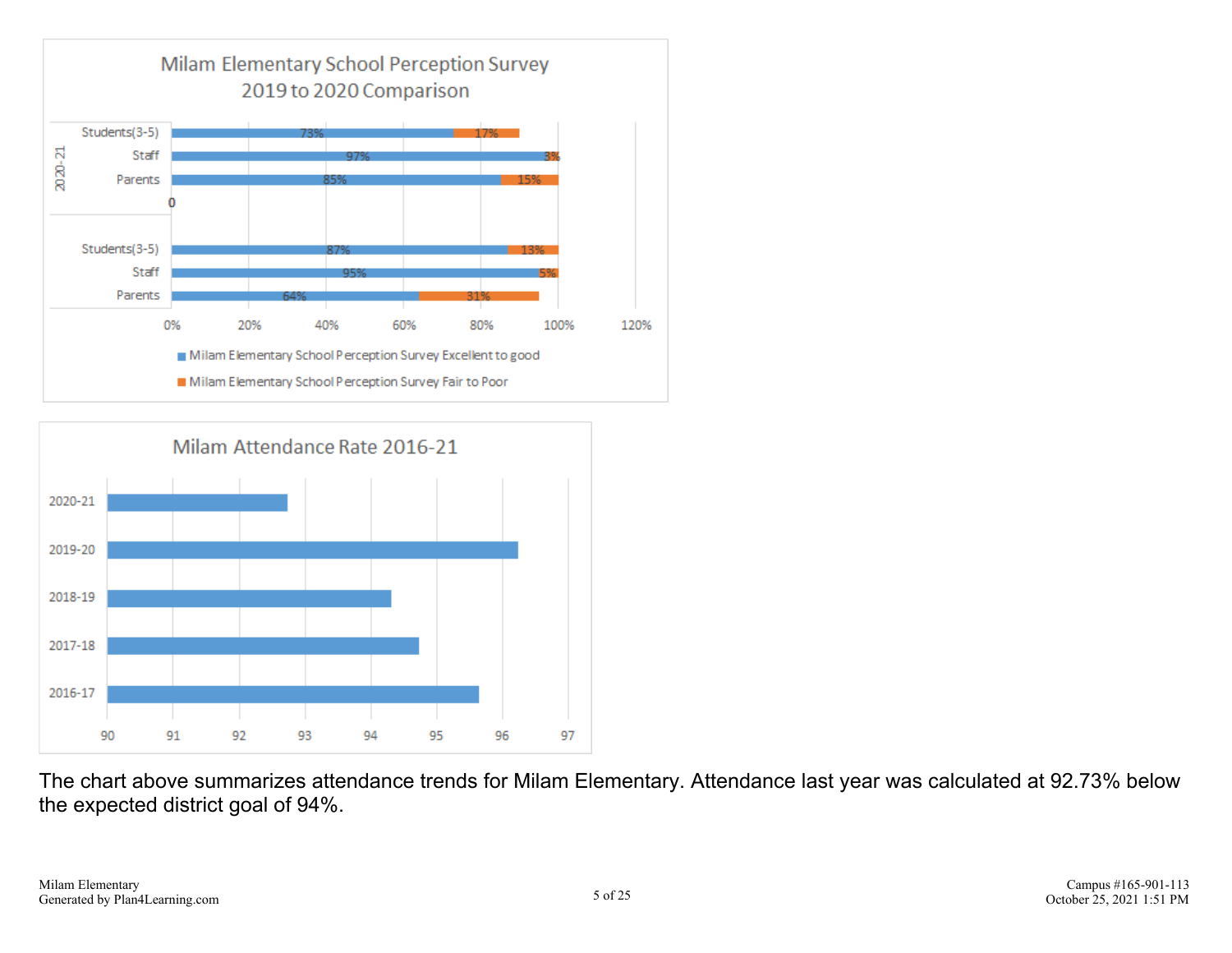## Milam Elementary School Perception Survey 2019 to 2020 Comparison

| Year | Group | Excellent to good | Fair to Poor |
|---|---|---|---|
| 2020-21 | Students(3-5) | 73% | 17% |
| 2020-21 | Staff | 97% | 3% |
| 2020-21 | Parents | 85% | 15% |
| | Students(3-5) | 87% | 13% |
| | Staff | 95% | 5% |
| | Parents | 64% | 31% |

- Milam Elementary School Perception Survey Excellent to good
- Milam Elementary School Perception Survey Fair to Poor

## Milam Attendance Rate 2016-21

| Year | Attendance Rate |
|---|---|
| 2020-21 | 92.73 |
| 2019-20 | ~96.2 |
| 2018-19 | ~94.3 |
| 2017-18 | ~94.7 |
| 2016-17 | ~95.6 |

The chart above summarizes attendance trends for Milam Elementary. Attendance last year was calculated at 92.73% below the expected district goal of 94%.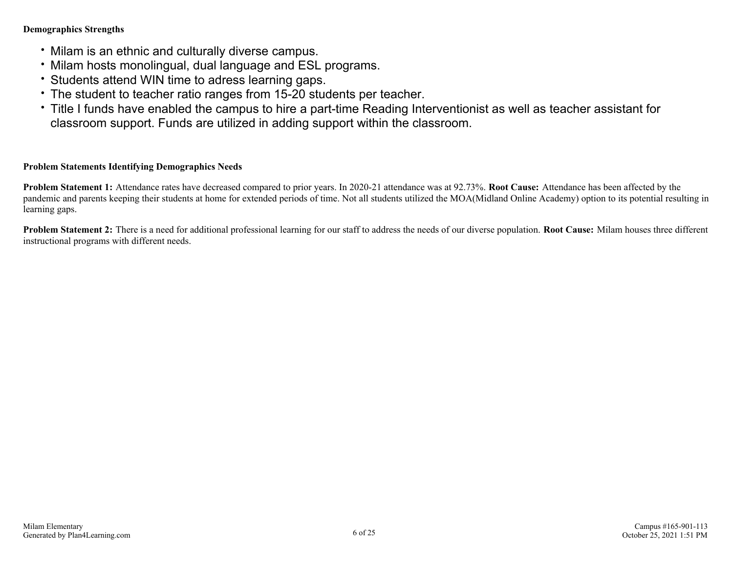**Demographics Strengths**

- Milam is an ethnic and culturally diverse campus.
- Milam hosts monolingual, dual language and ESL programs.
- Students attend WIN time to adress learning gaps.
- The student to teacher ratio ranges from 15-20 students per teacher.
- Title I funds have enabled the campus to hire a part-time Reading Interventionist as well as teacher assistant for classroom support. Funds are utilized in adding support within the classroom.

**Problem Statements Identifying Demographics Needs**

**Problem Statement 1:** Attendance rates have decreased compared to prior years. In 2020-21 attendance was at 92.73%. **Root Cause:** Attendance has been affected by the pandemic and parents keeping their students at home for extended periods of time. Not all students utilized the MOA(Midland Online Academy) option to its potential resulting in learning gaps.

**Problem Statement 2:** There is a need for additional professional learning for our staff to address the needs of our diverse population. **Root Cause:** Milam houses three different instructional programs with different needs.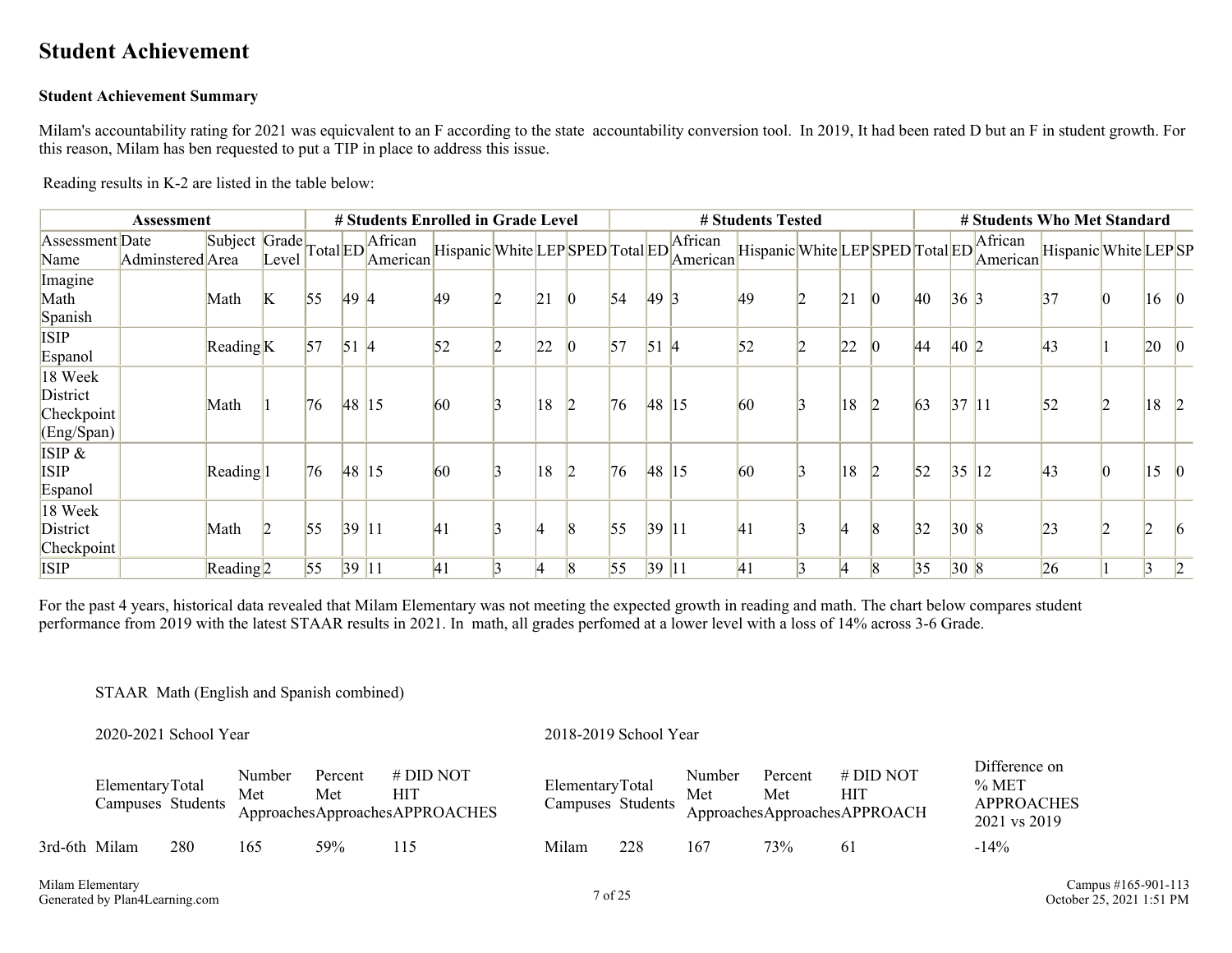# Student Achievement

### Student Achievement Summary

Milam's accountability rating for 2021 was equicvalent to an F according to the state accountability conversion tool. In 2019, It had been rated D but an F in student growth. For this reason, Milam has ben requested to put a TIP in place to address this issue.

Reading results in K-2 are listed in the table below:

| Assessment | | | | # Students Enrolled in Grade Level | | | | | | | # Students Tested | | | | | | | # Students Who Met Standard | | | | | | |
|---|---|---|---|---|---|---|---|---|---|---|---|---|---|---|---|---|---|---|---|---|---|---|---|---|
| Assessment Name | Date Adminstered | Subject Area | Grade Level | Total | ED | African American | Hispanic | White | LEP | SPED | Total | ED | African American | Hispanic | White | LEP | SPED | Total | ED | African American | Hispanic | White | LEP | SP |
| Imagine Math Spanish | | Math | K | 55 | 49 | 4 | 49 | 2 | 21 | 0 | 54 | 49 | 3 | 49 | 2 | 21 | 0 | 40 | 36 | 3 | 37 | 0 | 16 | 0 |
| ISIP Espanol | | Reading | K | 57 | 51 | 4 | 52 | 2 | 22 | 0 | 57 | 51 | 4 | 52 | 2 | 22 | 0 | 44 | 40 | 2 | 43 | 1 | 20 | 0 |
| 18 Week District Checkpoint (Eng/Span) | | Math | 1 | 76 | 48 | 15 | 60 | 3 | 18 | 2 | 76 | 48 | 15 | 60 | 3 | 18 | 2 | 63 | 37 | 11 | 52 | 2 | 18 | 2 |
| ISIP & ISIP Espanol | | Reading | 1 | 76 | 48 | 15 | 60 | 3 | 18 | 2 | 76 | 48 | 15 | 60 | 3 | 18 | 2 | 52 | 35 | 12 | 43 | 0 | 15 | 0 |
| 18 Week District Checkpoint | | Math | 2 | 55 | 39 | 11 | 41 | 3 | 4 | 8 | 55 | 39 | 11 | 41 | 3 | 4 | 8 | 32 | 30 | 8 | 23 | 2 | 2 | 6 |
| ISIP | | Reading | 2 | 55 | 39 | 11 | 41 | 3 | 4 | 8 | 55 | 39 | 11 | 41 | 3 | 4 | 8 | 35 | 30 | 8 | 26 | 1 | 3 | 2 |

For the past 4 years, historical data revealed that Milam Elementary was not meeting the expected growth in reading and math. The chart below compares student performance from 2019 with the latest STAAR results in 2021. In math, all grades perfomed at a lower level with a loss of 14% across 3-6 Grade.

STAAR Math (English and Spanish combined)

| | 2020-2021 School Year | | | | | 2018-2019 School Year | | | | | |
|---|---|---|---|---|---|---|---|---|---|---|---|
| | Elementary Campuses | Total Students | Number Met Approaches | Percent Met Approaches | # DID NOT HIT APPROACHES | Elementary Campuses | Total Students | Number Met Approaches | Percent Met Approaches | # DID NOT HIT APPROACH | Difference on % MET APPROACHES 2021 vs 2019 |
| 3rd-6th | Milam | 280 | 165 | 59% | 115 | Milam | 228 | 167 | 73% | 61 | -14% |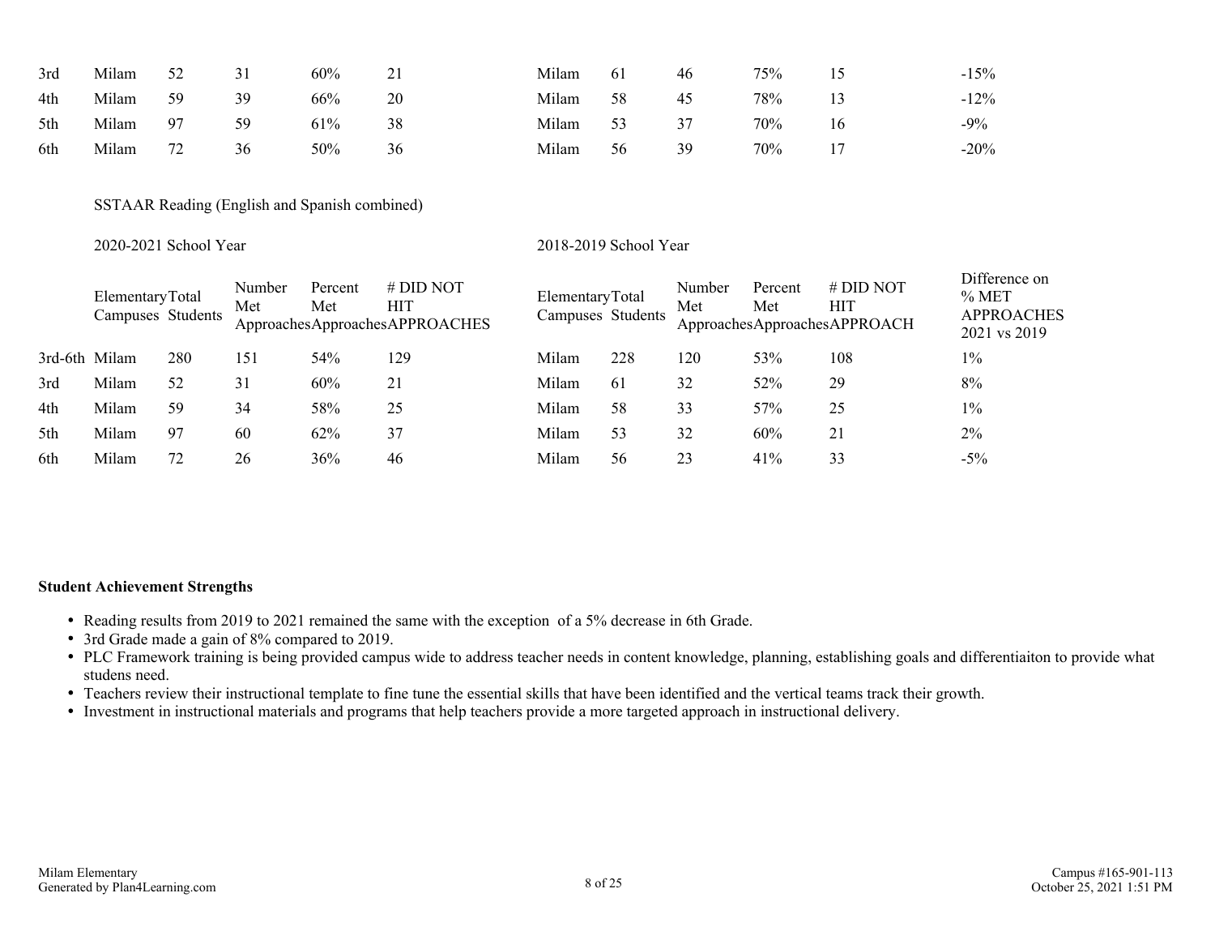| | | | | | | | | | | | |
|---|---|---|---|---|---|---|---|---|---|---|---|
| 3rd | Milam | 52 | 31 | 60% | 21 | Milam | 61 | 46 | 75% | 15 | -15% |
| 4th | Milam | 59 | 39 | 66% | 20 | Milam | 58 | 45 | 78% | 13 | -12% |
| 5th | Milam | 97 | 59 | 61% | 38 | Milam | 53 | 37 | 70% | 16 | -9% |
| 6th | Milam | 72 | 36 | 50% | 36 | Milam | 56 | 39 | 70% | 17 | -20% |

SSTAAR Reading (English and Spanish combined)

| | 2020-2021 School Year | | | | | 2018-2019 School Year | | | | | |
|---|---|---|---|---|---|---|---|---|---|---|---|
| | Elementary Campuses | Total Students | Number Met Approaches | Percent Met Approaches | # DID NOT HIT APPROACHES | Elementary Campuses | Total Students | Number Met Approaches | Percent Met Approaches | # DID NOT HIT APPROACH | Difference on % MET APPROACHES 2021 vs 2019 |
| 3rd-6th | Milam | 280 | 151 | 54% | 129 | Milam | 228 | 120 | 53% | 108 | 1% |
| 3rd | Milam | 52 | 31 | 60% | 21 | Milam | 61 | 32 | 52% | 29 | 8% |
| 4th | Milam | 59 | 34 | 58% | 25 | Milam | 58 | 33 | 57% | 25 | 1% |
| 5th | Milam | 97 | 60 | 62% | 37 | Milam | 53 | 32 | 60% | 21 | 2% |
| 6th | Milam | 72 | 26 | 36% | 46 | Milam | 56 | 23 | 41% | 33 | -5% |

**Student Achievement Strengths**

- Reading results from 2019 to 2021 remained the same with the exception of a 5% decrease in 6th Grade.
- 3rd Grade made a gain of 8% compared to 2019.
- PLC Framework training is being provided campus wide to address teacher needs in content knowledge, planning, establishing goals and differentiaiton to provide what studens need.
- Teachers review their instructional template to fine tune the essential skills that have been identified and the vertical teams track their growth.
- Investment in instructional materials and programs that help teachers provide a more targeted approach in instructional delivery.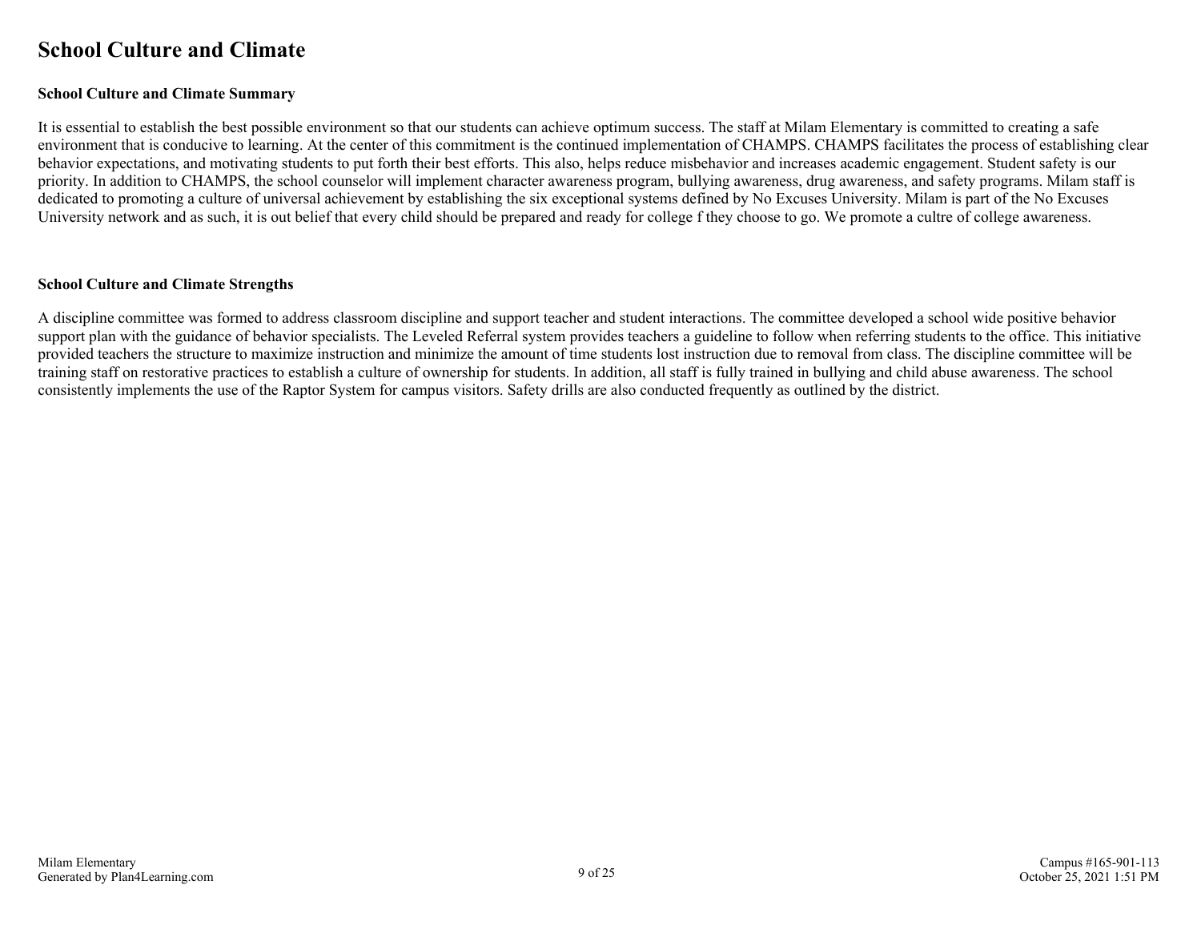# School Culture and Climate

## School Culture and Climate Summary

It is essential to establish the best possible environment so that our students can achieve optimum success. The staff at Milam Elementary is committed to creating a safe environment that is conducive to learning. At the center of this commitment is the continued implementation of CHAMPS. CHAMPS facilitates the process of establishing clear behavior expectations, and motivating students to put forth their best efforts. This also, helps reduce misbehavior and increases academic engagement. Student safety is our priority. In addition to CHAMPS, the school counselor will implement character awareness program, bullying awareness, drug awareness, and safety programs. Milam staff is dedicated to promoting a culture of universal achievement by establishing the six exceptional systems defined by No Excuses University. Milam is part of the No Excuses University network and as such, it is out belief that every child should be prepared and ready for college f they choose to go. We promote a cultre of college awareness.

## School Culture and Climate Strengths

A discipline committee was formed to address classroom discipline and support teacher and student interactions. The committee developed a school wide positive behavior support plan with the guidance of behavior specialists. The Leveled Referral system provides teachers a guideline to follow when referring students to the office. This initiative provided teachers the structure to maximize instruction and minimize the amount of time students lost instruction due to removal from class. The discipline committee will be training staff on restorative practices to establish a culture of ownership for students. In addition, all staff is fully trained in bullying and child abuse awareness. The school consistently implements the use of the Raptor System for campus visitors. Safety drills are also conducted frequently as outlined by the district.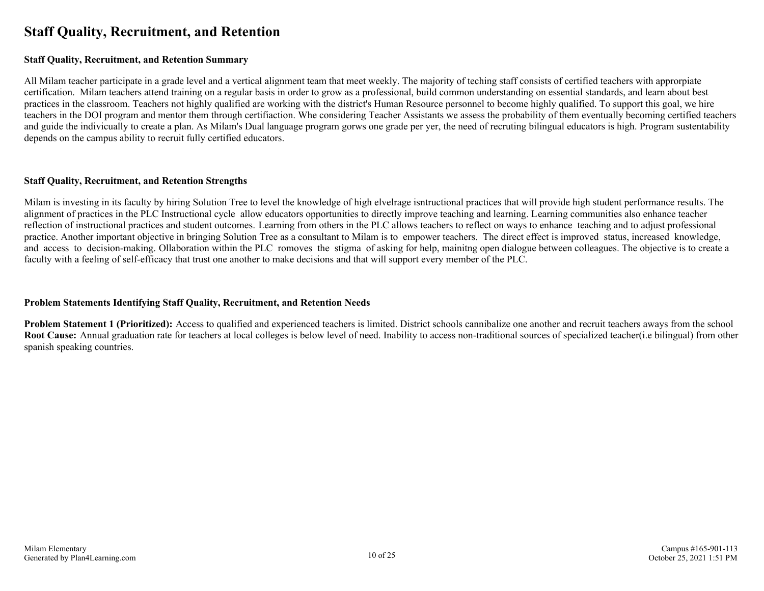# Staff Quality, Recruitment, and Retention

### Staff Quality, Recruitment, and Retention Summary

All Milam teacher participate in a grade level and a vertical alignment team that meet weekly. The majority of teching staff consists of certified teachers with approrpiate certification. Milam teachers attend training on a regular basis in order to grow as a professional, build common understanding on essential standards, and learn about best practices in the classroom. Teachers not highly qualified are working with the district's Human Resource personnel to become highly qualified. To support this goal, we hire teachers in the DOI program and mentor them through certifiaction. Whe considering Teacher Assistants we assess the probability of them eventually becoming certified teachers and guide the indivicually to create a plan. As Milam's Dual language program gorws one grade per yer, the need of recruting bilingual educators is high. Program sustentability depends on the campus ability to recruit fully certified educators.

### Staff Quality, Recruitment, and Retention Strengths

Milam is investing in its faculty by hiring Solution Tree to level the knowledge of high elvelrage isntructional practices that will provide high student performance results. The alignment of practices in the PLC Instructional cycle allow educators opportunities to directly improve teaching and learning. Learning communities also enhance teacher reflection of instructional practices and student outcomes. Learning from others in the PLC allows teachers to reflect on ways to enhance teaching and to adjust professional practice. Another important objective in bringing Solution Tree as a consultant to Milam is to empower teachers. The direct effect is improved status, increased knowledge, and access to decision-making. Ollaboration within the PLC romoves the stigma of asking for help, mainitng open dialogue between colleagues. The objective is to create a faculty with a feeling of self-efficacy that trust one another to make decisions and that will support every member of the PLC.

### Problem Statements Identifying Staff Quality, Recruitment, and Retention Needs

**Problem Statement 1 (Prioritized):** Access to qualified and experienced teachers is limited. District schools cannibalize one another and recruit teachers aways from the school **Root Cause:** Annual graduation rate for teachers at local colleges is below level of need. Inability to access non-traditional sources of specialized teacher(i.e bilingual) from other spanish speaking countries.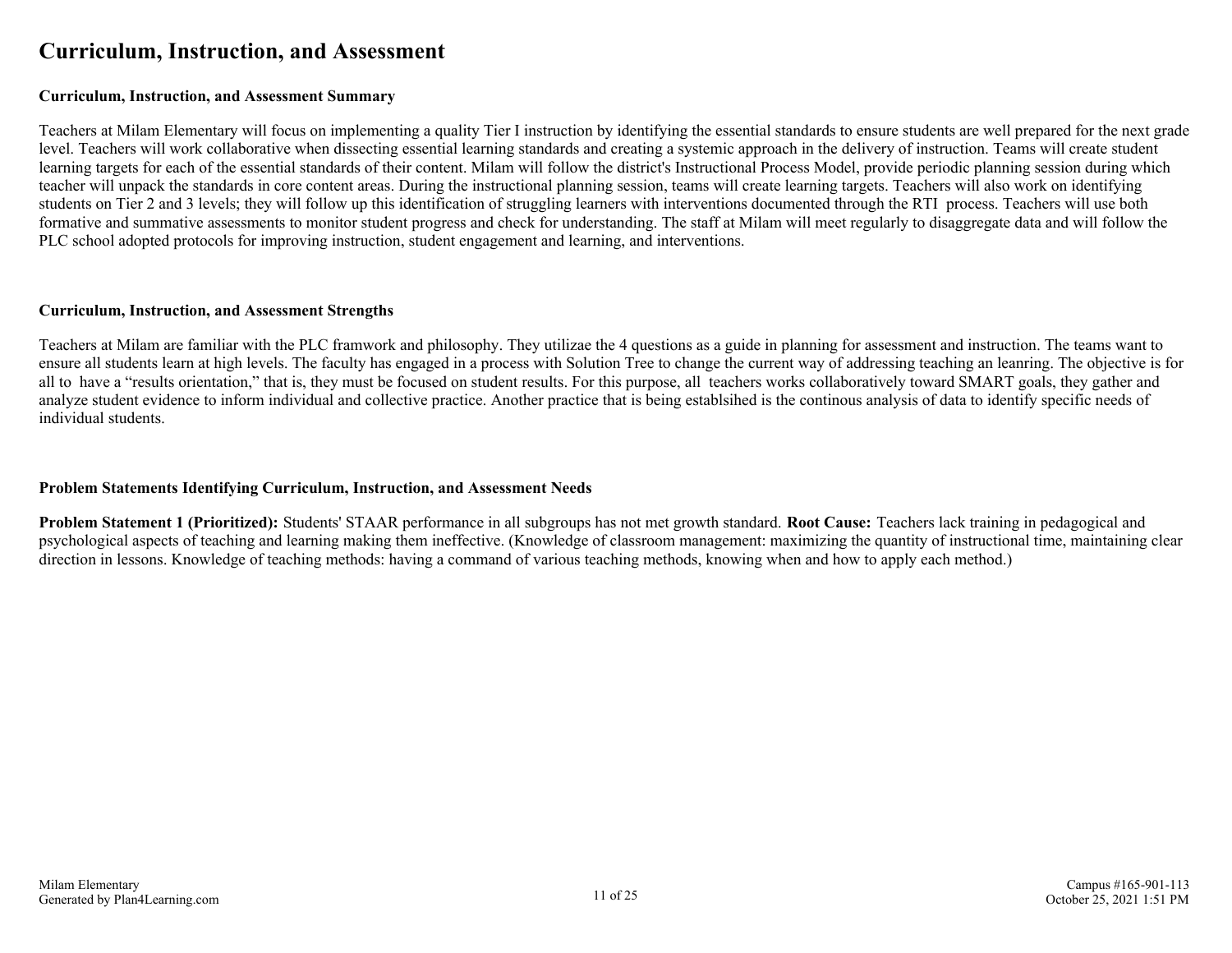# Curriculum, Instruction, and Assessment

### Curriculum, Instruction, and Assessment Summary

Teachers at Milam Elementary will focus on implementing a quality Tier I instruction by identifying the essential standards to ensure students are well prepared for the next grade level. Teachers will work collaborative when dissecting essential learning standards and creating a systemic approach in the delivery of instruction. Teams will create student learning targets for each of the essential standards of their content. Milam will follow the district's Instructional Process Model, provide periodic planning session during which teacher will unpack the standards in core content areas. During the instructional planning session, teams will create learning targets. Teachers will also work on identifying students on Tier 2 and 3 levels; they will follow up this identification of struggling learners with interventions documented through the RTI process. Teachers will use both formative and summative assessments to monitor student progress and check for understanding. The staff at Milam will meet regularly to disaggregate data and will follow the PLC school adopted protocols for improving instruction, student engagement and learning, and interventions.

### Curriculum, Instruction, and Assessment Strengths

Teachers at Milam are familiar with the PLC framwork and philosophy. They utilizae the 4 questions as a guide in planning for assessment and instruction. The teams want to ensure all students learn at high levels. The faculty has engaged in a process with Solution Tree to change the current way of addressing teaching an leanring. The objective is for all to have a "results orientation," that is, they must be focused on student results. For this purpose, all teachers works collaboratively toward SMART goals, they gather and analyze student evidence to inform individual and collective practice. Another practice that is being establsihed is the continous analysis of data to identify specific needs of individual students.

### Problem Statements Identifying Curriculum, Instruction, and Assessment Needs

**Problem Statement 1 (Prioritized):** Students' STAAR performance in all subgroups has not met growth standard. **Root Cause:** Teachers lack training in pedagogical and psychological aspects of teaching and learning making them ineffective. (Knowledge of classroom management: maximizing the quantity of instructional time, maintaining clear direction in lessons. Knowledge of teaching methods: having a command of various teaching methods, knowing when and how to apply each method.)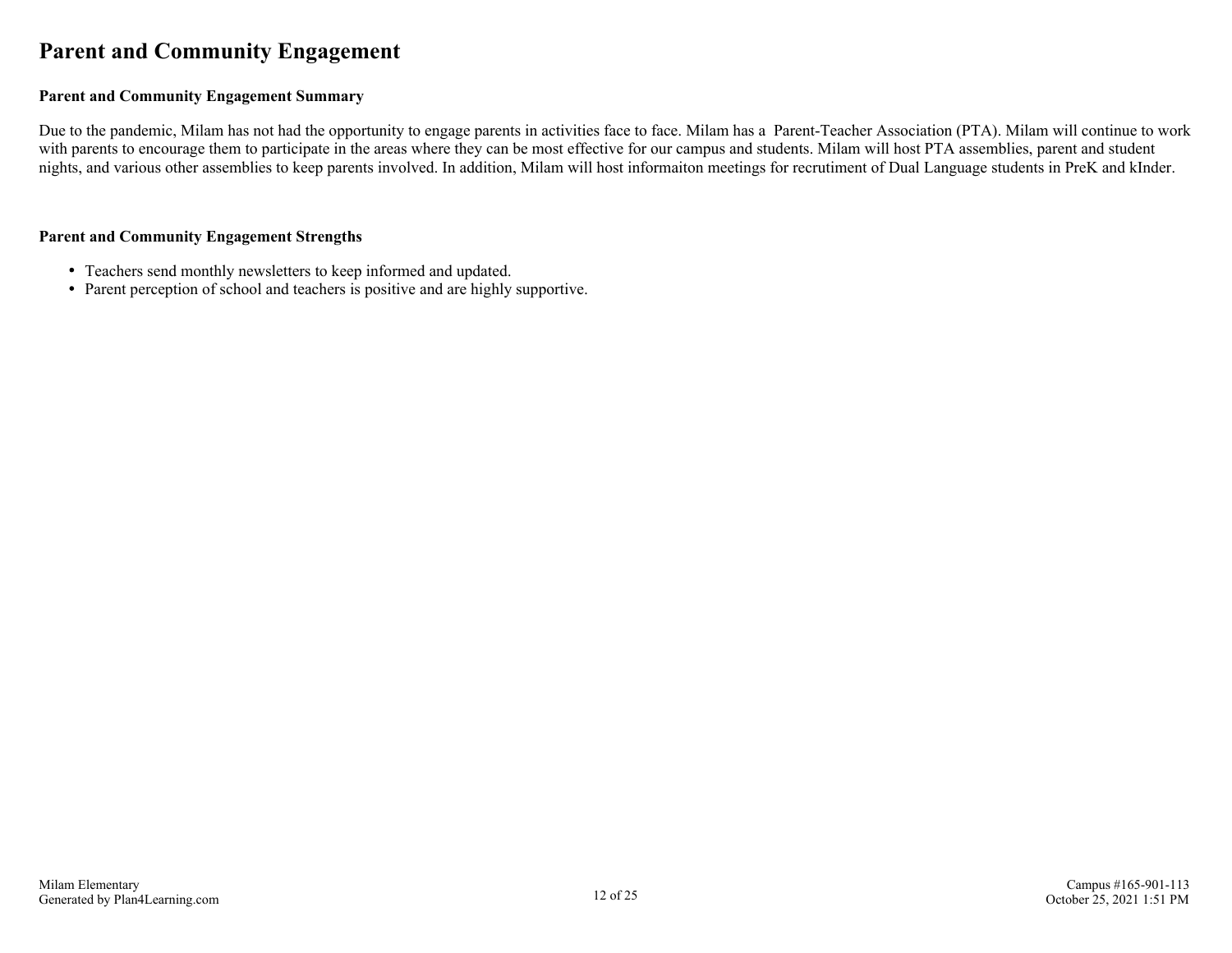# Parent and Community Engagement

### Parent and Community Engagement Summary

Due to the pandemic, Milam has not had the opportunity to engage parents in activities face to face. Milam has a Parent-Teacher Association (PTA). Milam will continue to work with parents to encourage them to participate in the areas where they can be most effective for our campus and students. Milam will host PTA assemblies, parent and student nights, and various other assemblies to keep parents involved. In addition, Milam will host informaiton meetings for recrutiment of Dual Language students in PreK and kInder.

### Parent and Community Engagement Strengths

- Teachers send monthly newsletters to keep informed and updated.
- Parent perception of school and teachers is positive and are highly supportive.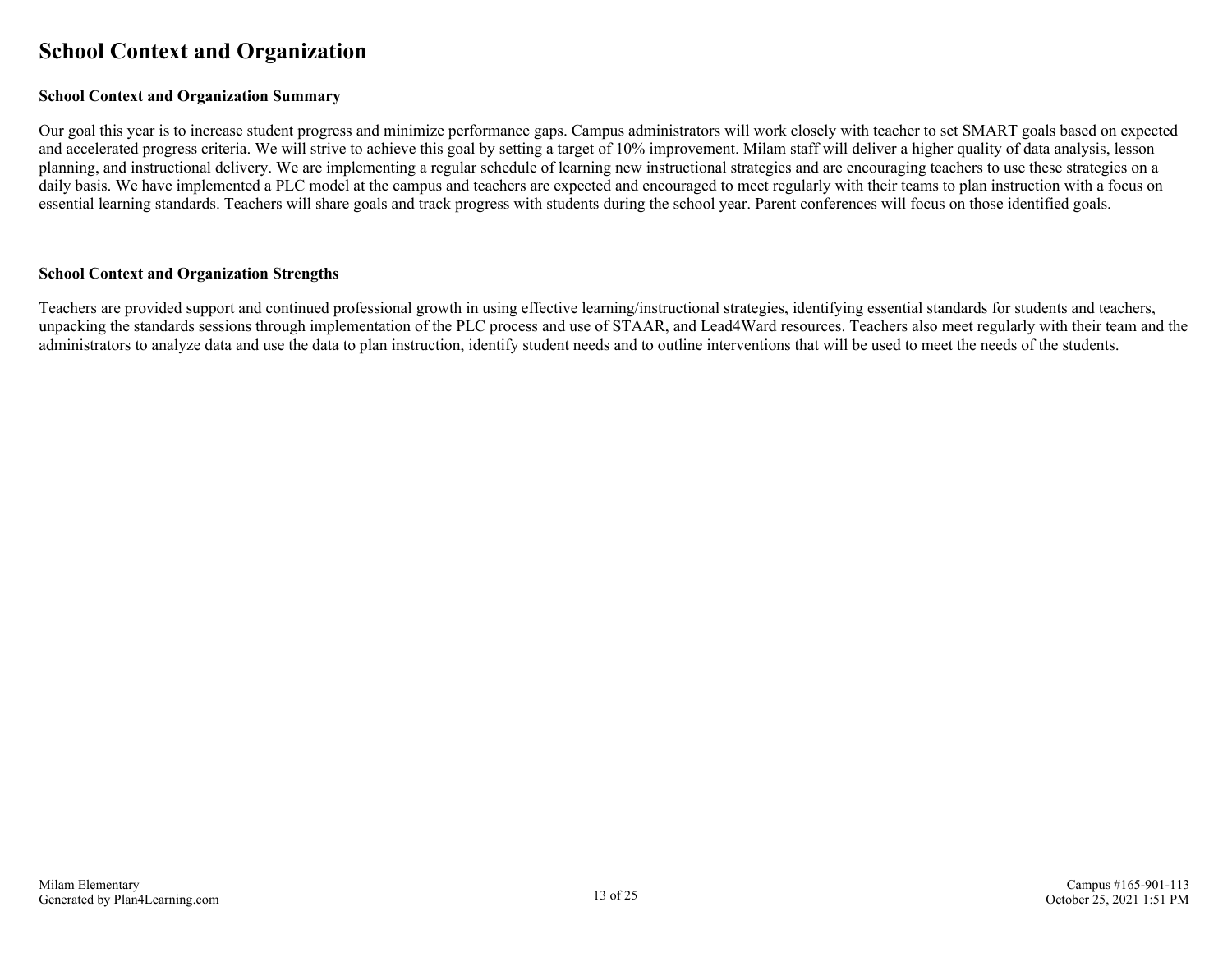# School Context and Organization

### School Context and Organization Summary

Our goal this year is to increase student progress and minimize performance gaps. Campus administrators will work closely with teacher to set SMART goals based on expected and accelerated progress criteria. We will strive to achieve this goal by setting a target of 10% improvement. Milam staff will deliver a higher quality of data analysis, lesson planning, and instructional delivery. We are implementing a regular schedule of learning new instructional strategies and are encouraging teachers to use these strategies on a daily basis. We have implemented a PLC model at the campus and teachers are expected and encouraged to meet regularly with their teams to plan instruction with a focus on essential learning standards. Teachers will share goals and track progress with students during the school year. Parent conferences will focus on those identified goals.

### School Context and Organization Strengths

Teachers are provided support and continued professional growth in using effective learning/instructional strategies, identifying essential standards for students and teachers, unpacking the standards sessions through implementation of the PLC process and use of STAAR, and Lead4Ward resources. Teachers also meet regularly with their team and the administrators to analyze data and use the data to plan instruction, identify student needs and to outline interventions that will be used to meet the needs of the students.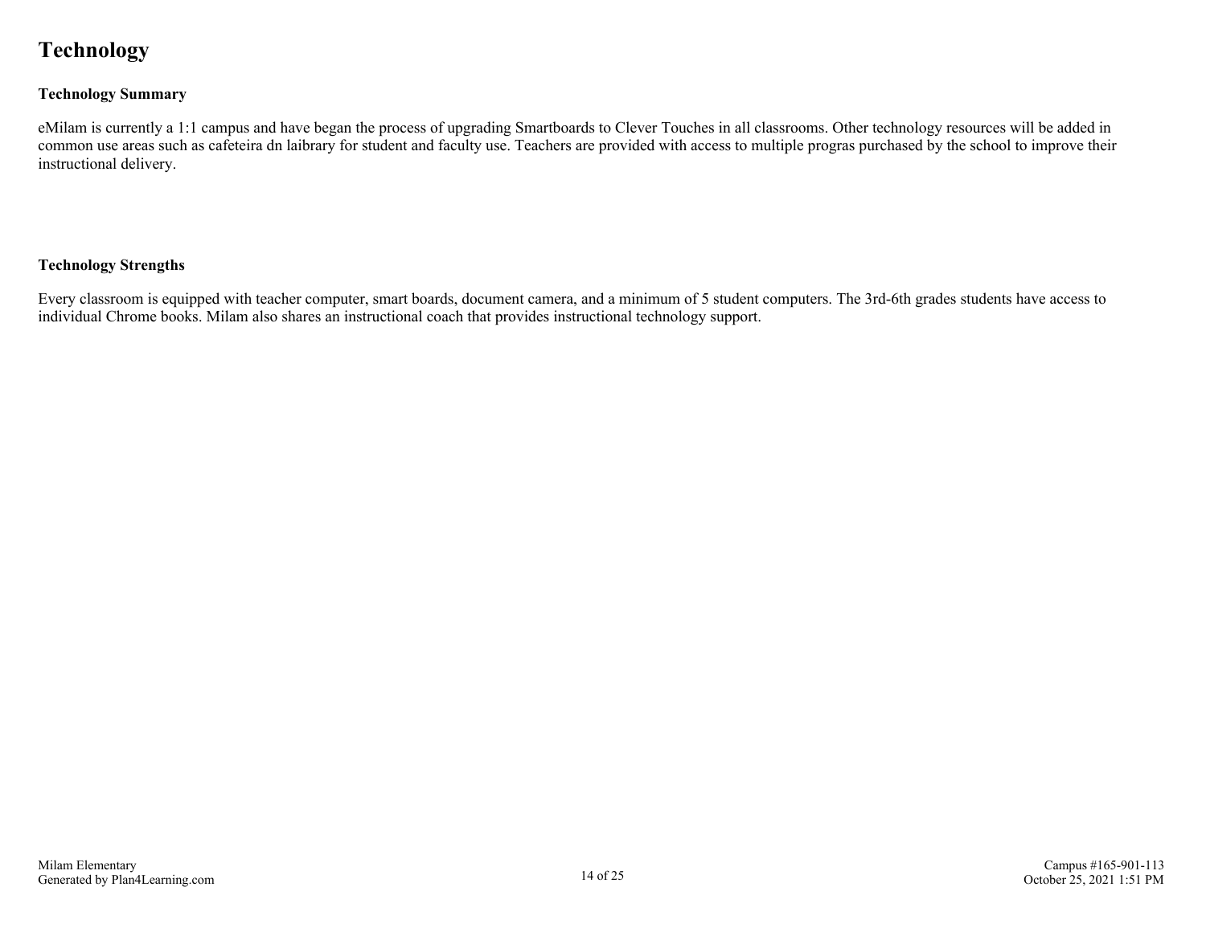# Technology

## Technology Summary

eMilam is currently a 1:1 campus and have began the process of upgrading Smartboards to Clever Touches in all classrooms. Other technology resources will be added in common use areas such as cafeteira dn laibrary for student and faculty use. Teachers are provided with access to multiple progras purchased by the school to improve their instructional delivery.

## Technology Strengths

Every classroom is equipped with teacher computer, smart boards, document camera, and a minimum of 5 student computers. The 3rd-6th grades students have access to individual Chrome books. Milam also shares an instructional coach that provides instructional technology support.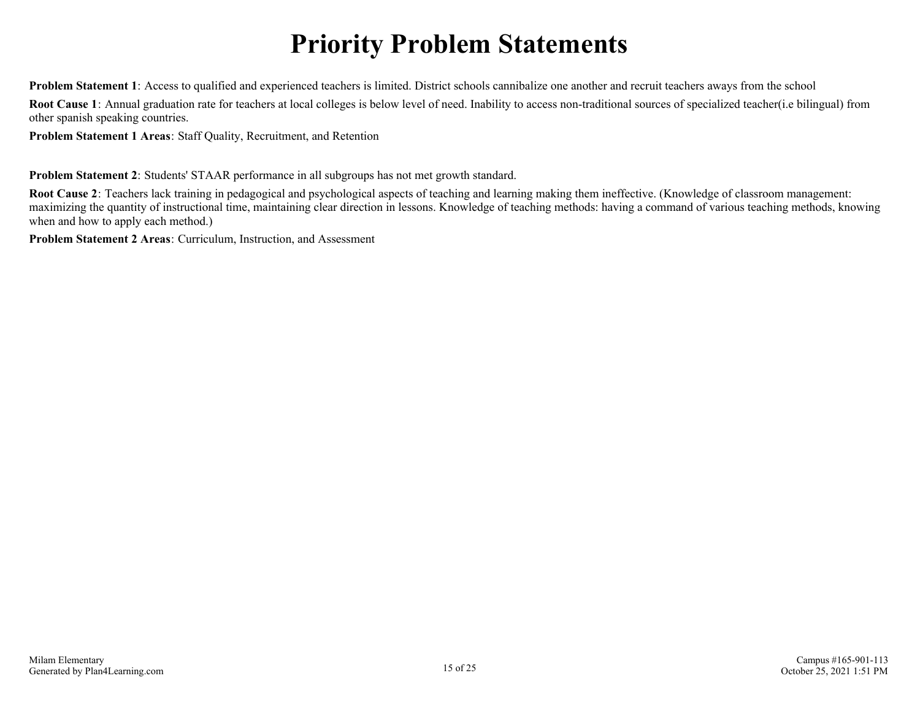# Priority Problem Statements

**Problem Statement 1**: Access to qualified and experienced teachers is limited. District schools cannibalize one another and recruit teachers aways from the school

**Root Cause 1**: Annual graduation rate for teachers at local colleges is below level of need. Inability to access non-traditional sources of specialized teacher(i.e bilingual) from other spanish speaking countries.

**Problem Statement 1 Areas**: Staff Quality, Recruitment, and Retention

**Problem Statement 2**: Students' STAAR performance in all subgroups has not met growth standard.

**Root Cause 2**: Teachers lack training in pedagogical and psychological aspects of teaching and learning making them ineffective. (Knowledge of classroom management: maximizing the quantity of instructional time, maintaining clear direction in lessons. Knowledge of teaching methods: having a command of various teaching methods, knowing when and how to apply each method.)

**Problem Statement 2 Areas**: Curriculum, Instruction, and Assessment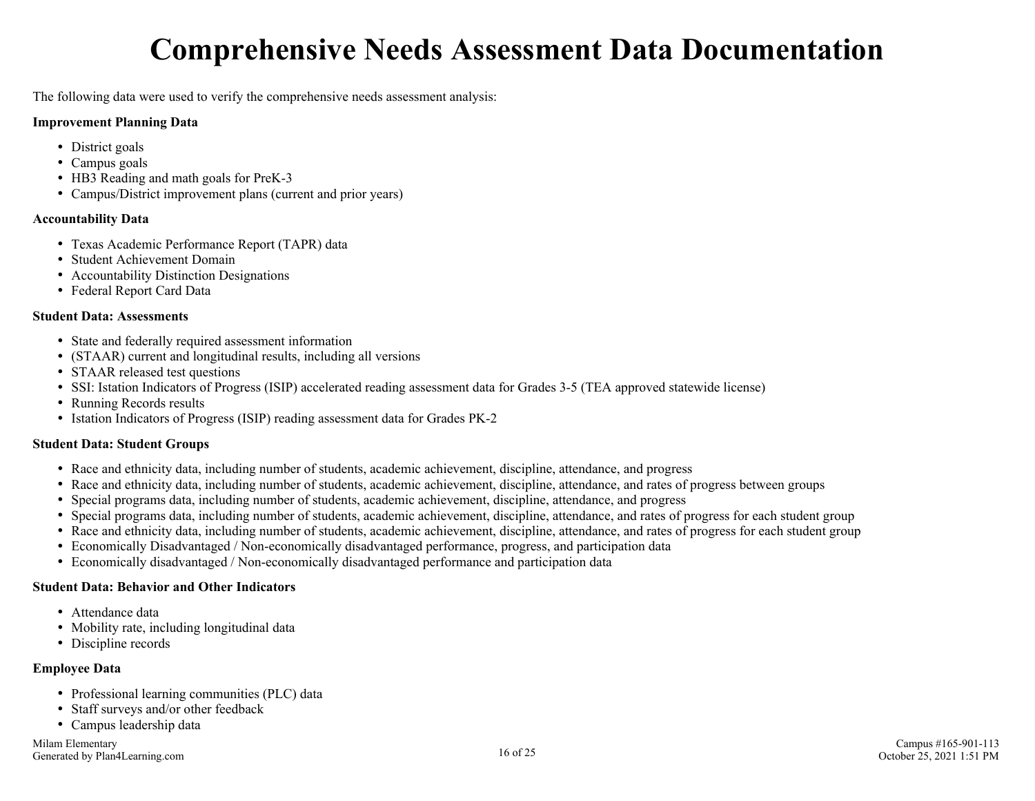# Comprehensive Needs Assessment Data Documentation

The following data were used to verify the comprehensive needs assessment analysis:

**Improvement Planning Data**

- District goals
- Campus goals
- HB3 Reading and math goals for PreK-3
- Campus/District improvement plans (current and prior years)

**Accountability Data**

- Texas Academic Performance Report (TAPR) data
- Student Achievement Domain
- Accountability Distinction Designations
- Federal Report Card Data

**Student Data: Assessments**

- State and federally required assessment information
- (STAAR) current and longitudinal results, including all versions
- STAAR released test questions
- SSI: Istation Indicators of Progress (ISIP) accelerated reading assessment data for Grades 3-5 (TEA approved statewide license)
- Running Records results
- Istation Indicators of Progress (ISIP) reading assessment data for Grades PK-2

**Student Data: Student Groups**

- Race and ethnicity data, including number of students, academic achievement, discipline, attendance, and progress
- Race and ethnicity data, including number of students, academic achievement, discipline, attendance, and rates of progress between groups
- Special programs data, including number of students, academic achievement, discipline, attendance, and progress
- Special programs data, including number of students, academic achievement, discipline, attendance, and rates of progress for each student group
- Race and ethnicity data, including number of students, academic achievement, discipline, attendance, and rates of progress for each student group
- Economically Disadvantaged / Non-economically disadvantaged performance, progress, and participation data
- Economically disadvantaged / Non-economically disadvantaged performance and participation data

**Student Data: Behavior and Other Indicators**

- Attendance data
- Mobility rate, including longitudinal data
- Discipline records

**Employee Data**

- Professional learning communities (PLC) data
- Staff surveys and/or other feedback
- Campus leadership data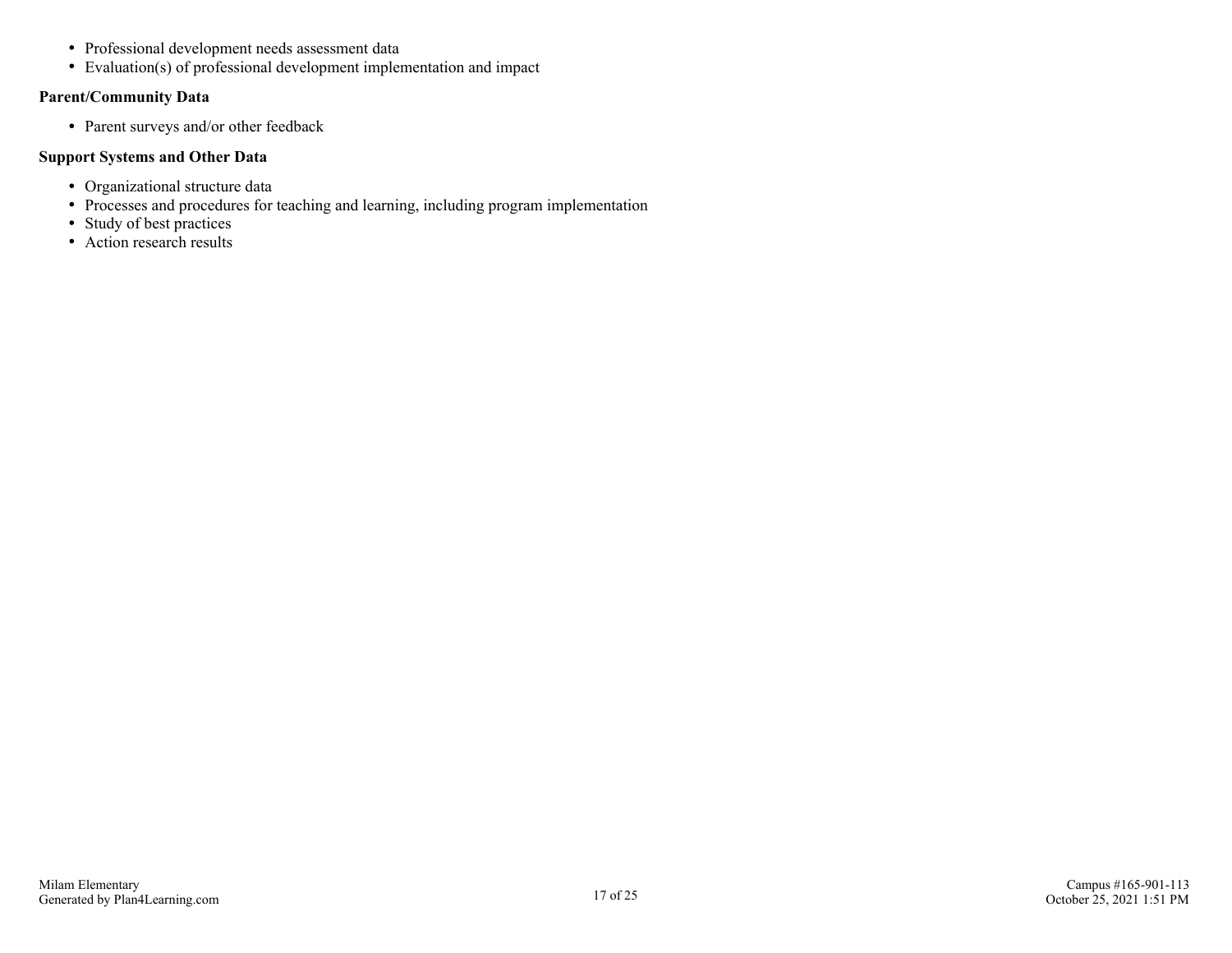- Professional development needs assessment data
- Evaluation(s) of professional development implementation and impact

**Parent/Community Data**

- Parent surveys and/or other feedback

**Support Systems and Other Data**

- Organizational structure data
- Processes and procedures for teaching and learning, including program implementation
- Study of best practices
- Action research results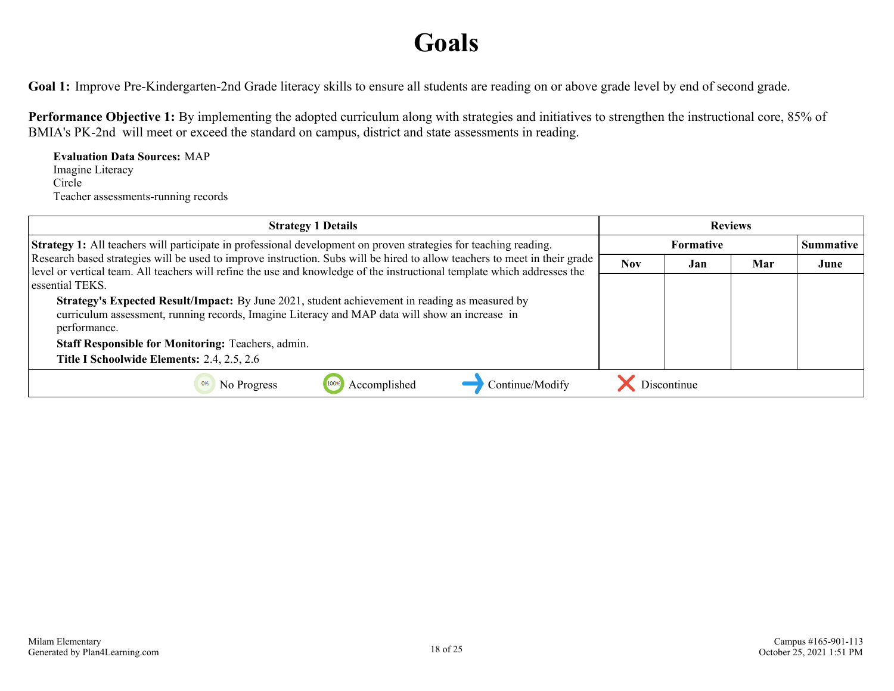# Goals

**Goal 1:** Improve Pre-Kindergarten-2nd Grade literacy skills to ensure all students are reading on or above grade level by end of second grade.

**Performance Objective 1:** By implementing the adopted curriculum along with strategies and initiatives to strengthen the instructional core, 85% of BMIA's PK-2nd will meet or exceed the standard on campus, district and state assessments in reading.

**Evaluation Data Sources:** MAP
Imagine Literacy
Circle
Teacher assessments-running records

| Strategy 1 Details | Reviews | | | |
|---|---|---|---|---|
| | Formative | | | Summative |
| | Nov | Jan | Mar | June |
| **Strategy 1:** All teachers will participate in professional development on proven strategies for teaching reading. Research based strategies will be used to improve instruction. Subs will be hired to allow teachers to meet in their grade level or vertical team. All teachers will refine the use and knowledge of the instructional template which addresses the essential TEKS.<br>**Strategy's Expected Result/Impact:** By June 2021, student achievement in reading as measured by curriculum assessment, running records, Imagine Literacy and MAP data will show an increase in performance.<br>**Staff Responsible for Monitoring:** Teachers, admin.<br>**Title I Schoolwide Elements:** 2.4, 2.5, 2.6 | | | | |

0% No Progress | 100% Accomplished | Continue/Modify | Discontinue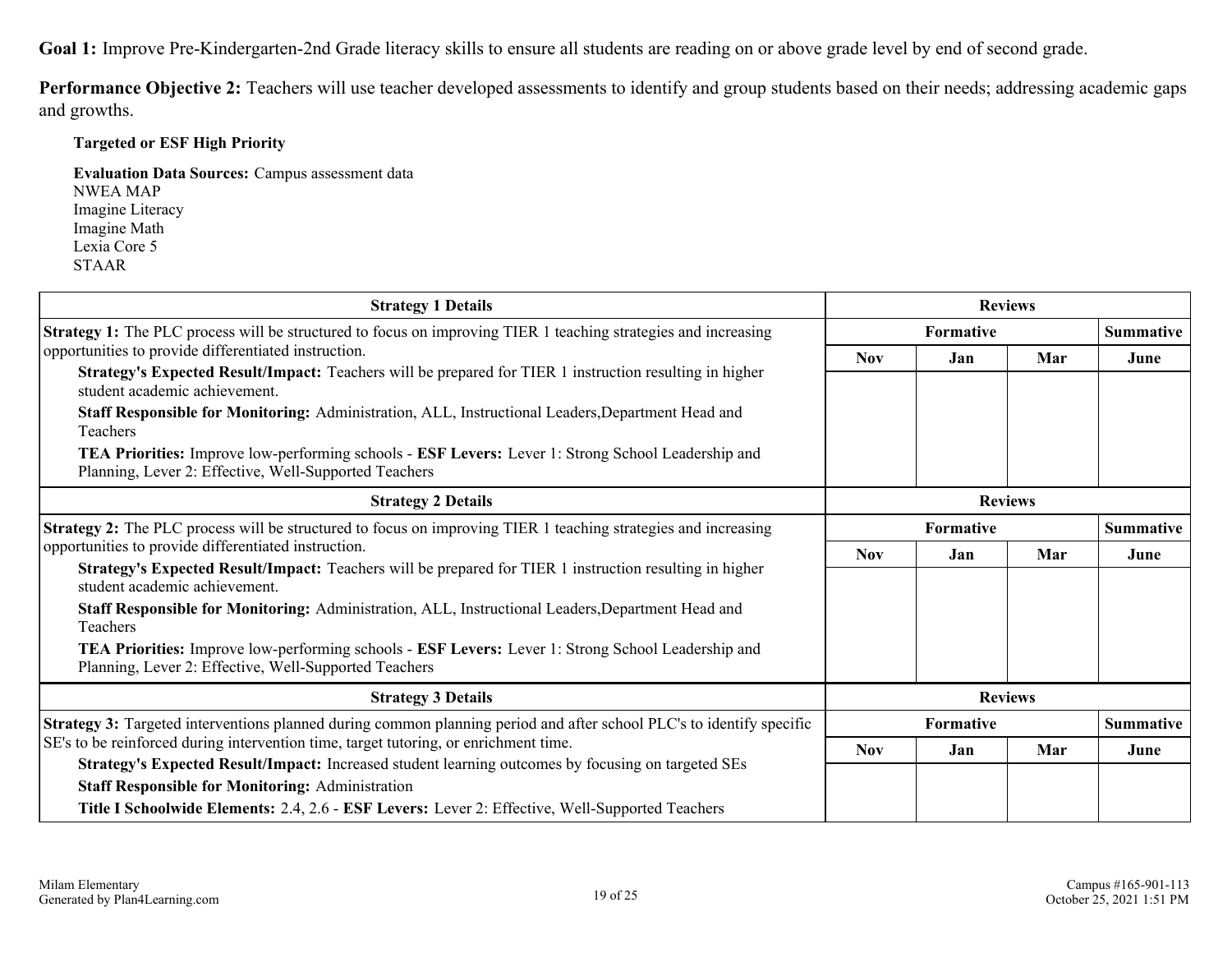**Goal 1:** Improve Pre-Kindergarten-2nd Grade literacy skills to ensure all students are reading on or above grade level by end of second grade.

**Performance Objective 2:** Teachers will use teacher developed assessments to identify and group students based on their needs; addressing academic gaps and growths.

**Targeted or ESF High Priority**

**Evaluation Data Sources:** Campus assessment data
NWEA MAP
Imagine Literacy
Imagine Math
Lexia Core 5
STAAR

| Strategy 1 Details | Reviews | | | |
|---|---|---|---|---|
| | Formative | | | Summative |
| | Nov | Jan | Mar | June |
| **Strategy 1:** The PLC process will be structured to focus on improving TIER 1 teaching strategies and increasing opportunities to provide differentiated instruction.<br>**Strategy's Expected Result/Impact:** Teachers will be prepared for TIER 1 instruction resulting in higher student academic achievement.<br>**Staff Responsible for Monitoring:** Administration, ALL, Instructional Leaders,Department Head and Teachers<br>**TEA Priorities:** Improve low-performing schools - **ESF Levers:** Lever 1: Strong School Leadership and Planning, Lever 2: Effective, Well-Supported Teachers | | | | |

| Strategy 2 Details | Reviews | | | |
|---|---|---|---|---|
| | Formative | | | Summative |
| | Nov | Jan | Mar | June |
| **Strategy 2:** The PLC process will be structured to focus on improving TIER 1 teaching strategies and increasing opportunities to provide differentiated instruction.<br>**Strategy's Expected Result/Impact:** Teachers will be prepared for TIER 1 instruction resulting in higher student academic achievement.<br>**Staff Responsible for Monitoring:** Administration, ALL, Instructional Leaders,Department Head and Teachers<br>**TEA Priorities:** Improve low-performing schools - **ESF Levers:** Lever 1: Strong School Leadership and Planning, Lever 2: Effective, Well-Supported Teachers | | | | |

| Strategy 3 Details | Reviews | | | |
|---|---|---|---|---|
| | Formative | | | Summative |
| | Nov | Jan | Mar | June |
| **Strategy 3:** Targeted interventions planned during common planning period and after school PLC's to identify specific SE's to be reinforced during intervention time, target tutoring, or enrichment time.<br>**Strategy's Expected Result/Impact:** Increased student learning outcomes by focusing on targeted SEs<br>**Staff Responsible for Monitoring:** Administration<br>**Title I Schoolwide Elements:** 2.4, 2.6 - **ESF Levers:** Lever 2: Effective, Well-Supported Teachers | | | | |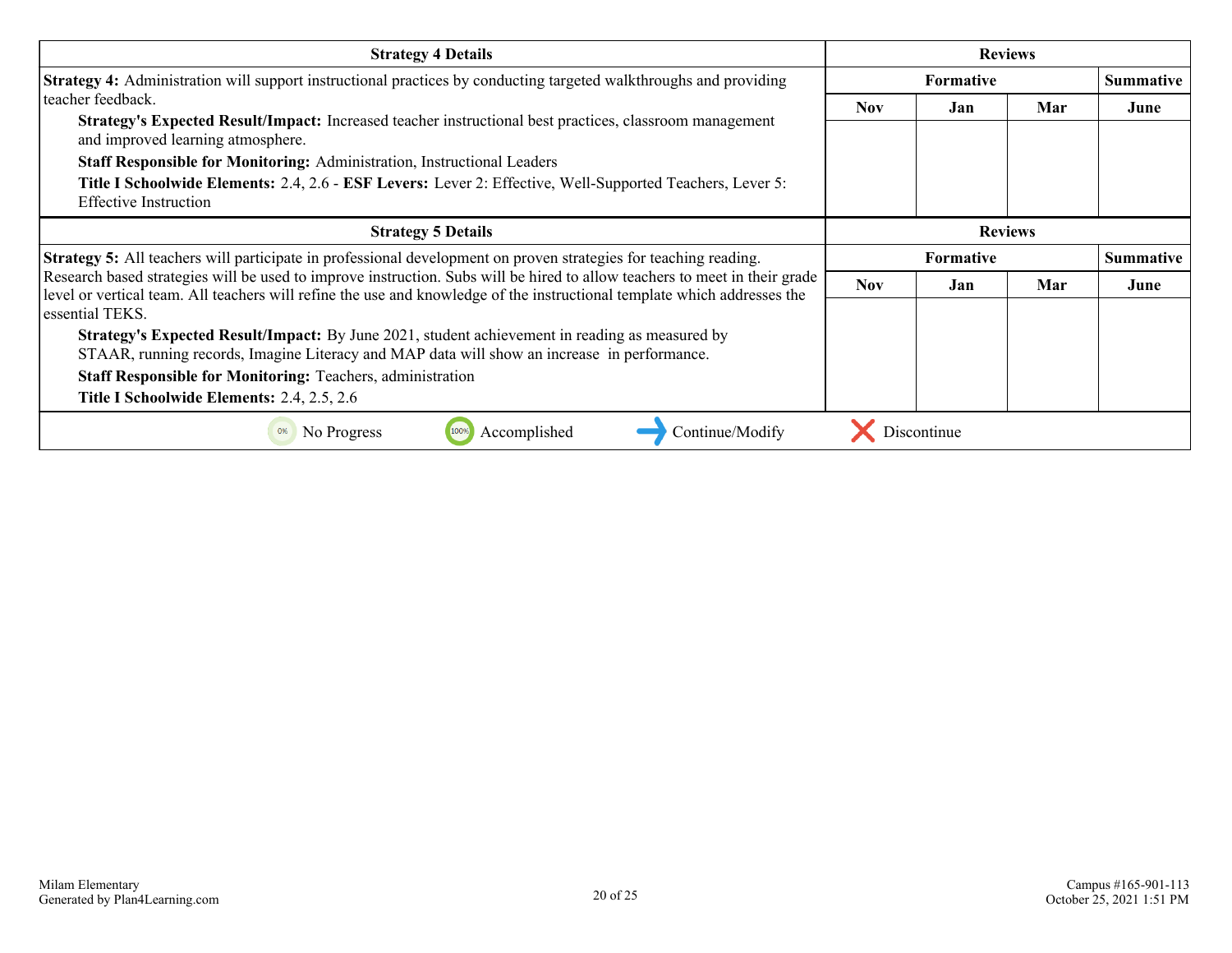| Strategy 4 Details | Reviews | | | |
|---|---|---|---|---|
| | Formative | | | Summative |
| | Nov | Jan | Mar | June |
| **Strategy 4:** Administration will support instructional practices by conducting targeted walkthroughs and providing teacher feedback.<br>**Strategy's Expected Result/Impact:** Increased teacher instructional best practices, classroom management and improved learning atmosphere.<br>**Staff Responsible for Monitoring:** Administration, Instructional Leaders<br>**Title I Schoolwide Elements:** 2.4, 2.6 - **ESF Levers:** Lever 2: Effective, Well-Supported Teachers, Lever 5: Effective Instruction | | | | |

| Strategy 5 Details | Reviews | | | |
|---|---|---|---|---|
| | Formative | | | Summative |
| | Nov | Jan | Mar | June |
| **Strategy 5:** All teachers will participate in professional development on proven strategies for teaching reading. Research based strategies will be used to improve instruction. Subs will be hired to allow teachers to meet in their grade level or vertical team. All teachers will refine the use and knowledge of the instructional template which addresses the essential TEKS.<br>**Strategy's Expected Result/Impact:** By June 2021, student achievement in reading as measured by STAAR, running records, Imagine Literacy and MAP data will show an increase in performance.<br>**Staff Responsible for Monitoring:** Teachers, administration<br>**Title I Schoolwide Elements:** 2.4, 2.5, 2.6 | | | | |

No Progress | Accomplished | Continue/Modify | Discontinue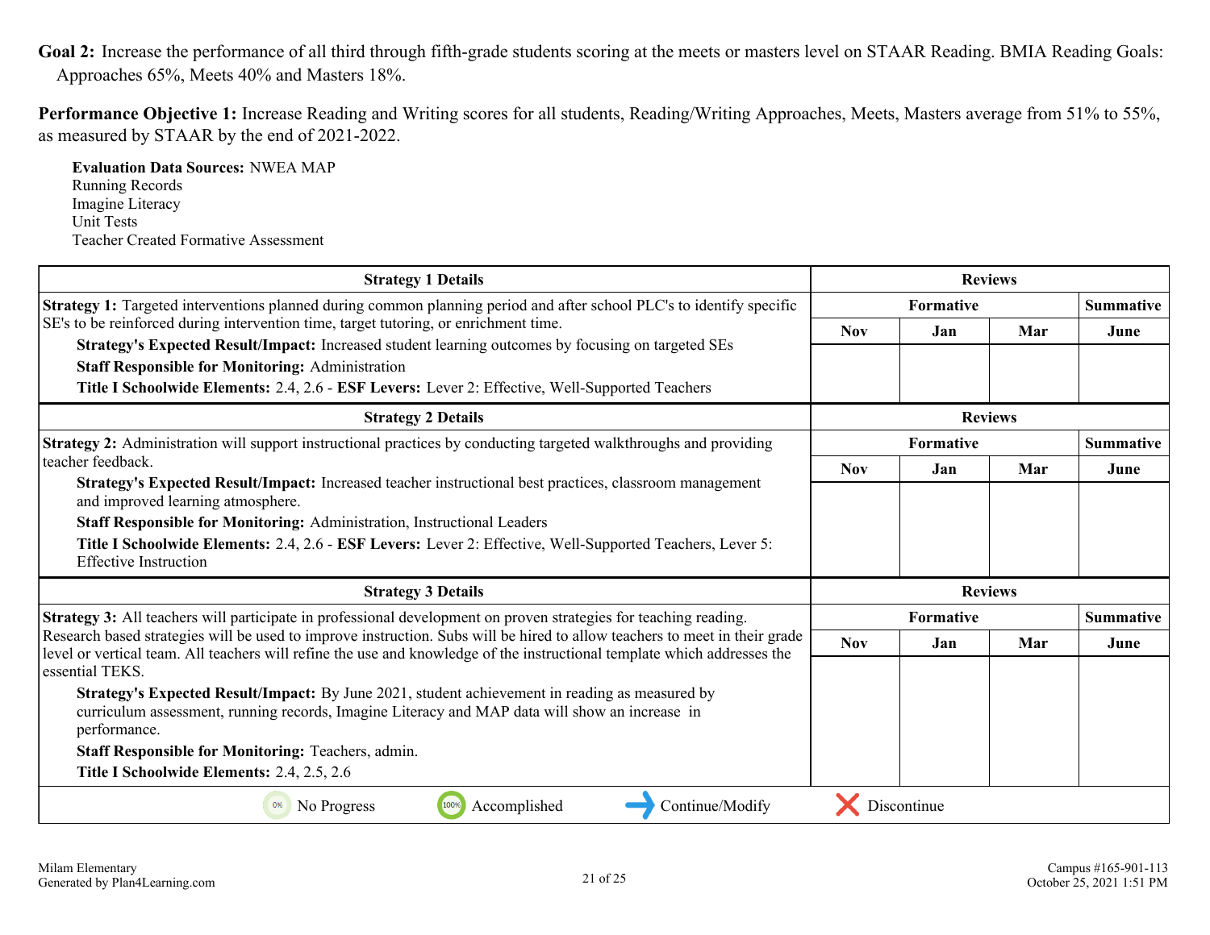**Goal 2:** Increase the performance of all third through fifth-grade students scoring at the meets or masters level on STAAR Reading. BMIA Reading Goals: Approaches 65%, Meets 40% and Masters 18%.

**Performance Objective 1:** Increase Reading and Writing scores for all students, Reading/Writing Approaches, Meets, Masters average from 51% to 55%, as measured by STAAR by the end of 2021-2022.

**Evaluation Data Sources:** NWEA MAP
Running Records
Imagine Literacy
Unit Tests
Teacher Created Formative Assessment

| Strategy 1 Details | Reviews | | | |
|---|---|---|---|---|
| | Formative | | | Summative |
| | Nov | Jan | Mar | June |
| **Strategy 1:** Targeted interventions planned during common planning period and after school PLC's to identify specific SE's to be reinforced during intervention time, target tutoring, or enrichment time.<br>**Strategy's Expected Result/Impact:** Increased student learning outcomes by focusing on targeted SEs<br>**Staff Responsible for Monitoring:** Administration<br>**Title I Schoolwide Elements:** 2.4, 2.6 - **ESF Levers:** Lever 2: Effective, Well-Supported Teachers | | | | |

| Strategy 2 Details | Reviews | | | |
|---|---|---|---|---|
| | Formative | | | Summative |
| | Nov | Jan | Mar | June |
| **Strategy 2:** Administration will support instructional practices by conducting targeted walkthroughs and providing teacher feedback.<br>**Strategy's Expected Result/Impact:** Increased teacher instructional best practices, classroom management and improved learning atmosphere.<br>**Staff Responsible for Monitoring:** Administration, Instructional Leaders<br>**Title I Schoolwide Elements:** 2.4, 2.6 - **ESF Levers:** Lever 2: Effective, Well-Supported Teachers, Lever 5: Effective Instruction | | | | |

| Strategy 3 Details | Reviews | | | |
|---|---|---|---|---|
| | Formative | | | Summative |
| | Nov | Jan | Mar | June |
| **Strategy 3:** All teachers will participate in professional development on proven strategies for teaching reading. Research based strategies will be used to improve instruction. Subs will be hired to allow teachers to meet in their grade level or vertical team. All teachers will refine the use and knowledge of the instructional template which addresses the essential TEKS.<br>**Strategy's Expected Result/Impact:** By June 2021, student achievement in reading as measured by curriculum assessment, running records, Imagine Literacy and MAP data will show an increase in performance.<br>**Staff Responsible for Monitoring:** Teachers, admin.<br>**Title I Schoolwide Elements:** 2.4, 2.5, 2.6 | | | | |

0% No Progress | 100% Accomplished | Continue/Modify | Discontinue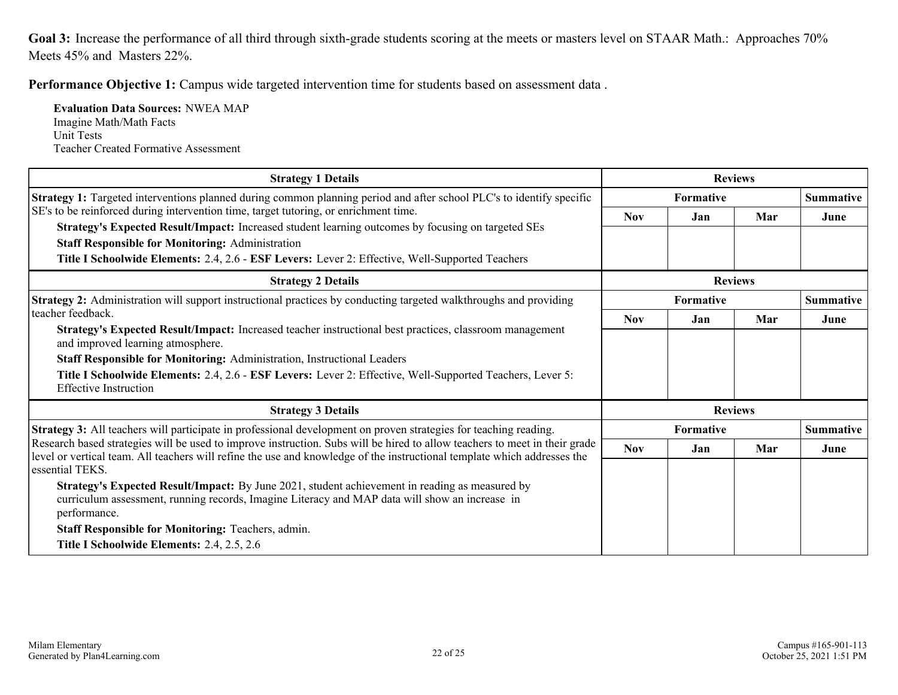**Goal 3:** Increase the performance of all third through sixth-grade students scoring at the meets or masters level on STAAR Math.: Approaches 70% Meets 45% and Masters 22%.

**Performance Objective 1:** Campus wide targeted intervention time for students based on assessment data .

**Evaluation Data Sources:** NWEA MAP
Imagine Math/Math Facts
Unit Tests
Teacher Created Formative Assessment

| Strategy 1 Details | Reviews | | | |
|---|---|---|---|---|
| | Formative | | | Summative |
| | Nov | Jan | Mar | June |
| **Strategy 1:** Targeted interventions planned during common planning period and after school PLC's to identify specific SE's to be reinforced during intervention time, target tutoring, or enrichment time.<br>**Strategy's Expected Result/Impact:** Increased student learning outcomes by focusing on targeted SEs<br>**Staff Responsible for Monitoring:** Administration<br>**Title I Schoolwide Elements:** 2.4, 2.6 - **ESF Levers:** Lever 2: Effective, Well-Supported Teachers | | | | |

| Strategy 2 Details | Reviews | | | |
|---|---|---|---|---|
| | Formative | | | Summative |
| | Nov | Jan | Mar | June |
| **Strategy 2:** Administration will support instructional practices by conducting targeted walkthroughs and providing teacher feedback.<br>**Strategy's Expected Result/Impact:** Increased teacher instructional best practices, classroom management and improved learning atmosphere.<br>**Staff Responsible for Monitoring:** Administration, Instructional Leaders<br>**Title I Schoolwide Elements:** 2.4, 2.6 - **ESF Levers:** Lever 2: Effective, Well-Supported Teachers, Lever 5: Effective Instruction | | | | |

| Strategy 3 Details | Reviews | | | |
|---|---|---|---|---|
| | Formative | | | Summative |
| | Nov | Jan | Mar | June |
| **Strategy 3:** All teachers will participate in professional development on proven strategies for teaching reading. Research based strategies will be used to improve instruction. Subs will be hired to allow teachers to meet in their grade level or vertical team. All teachers will refine the use and knowledge of the instructional template which addresses the essential TEKS.<br>**Strategy's Expected Result/Impact:** By June 2021, student achievement in reading as measured by curriculum assessment, running records, Imagine Literacy and MAP data will show an increase in performance.<br>**Staff Responsible for Monitoring:** Teachers, admin.<br>**Title I Schoolwide Elements:** 2.4, 2.5, 2.6 | | | | |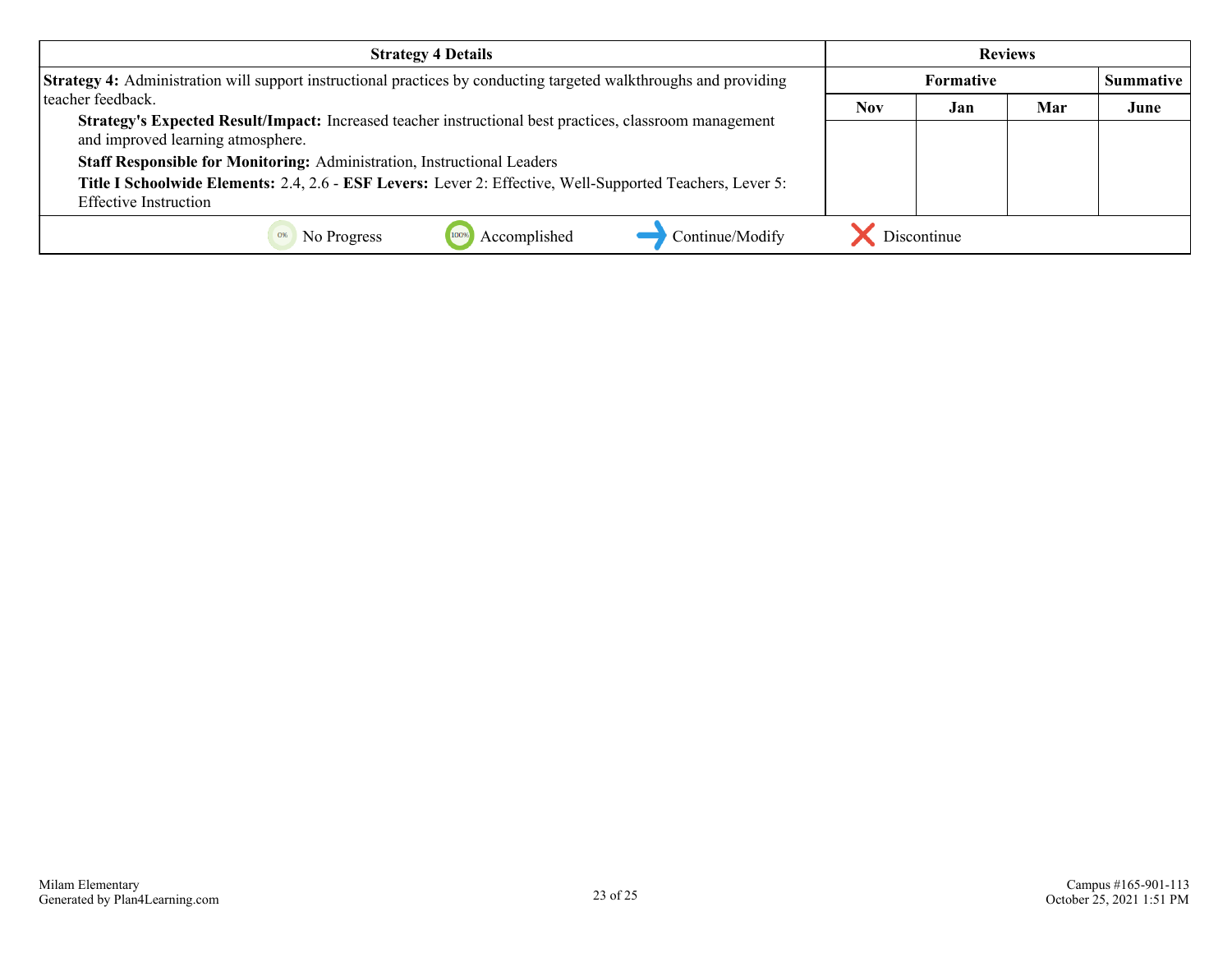| Strategy 4 Details | Reviews | | | |
|---|---|---|---|---|
| | Formative | | | Summative |
| **Strategy 4:** Administration will support instructional practices by conducting targeted walkthroughs and providing teacher feedback.<br>**Strategy's Expected Result/Impact:** Increased teacher instructional best practices, classroom management and improved learning atmosphere.<br>**Staff Responsible for Monitoring:** Administration, Instructional Leaders<br>**Title I Schoolwide Elements:** 2.4, 2.6 - **ESF Levers:** Lever 2: Effective, Well-Supported Teachers, Lever 5: Effective Instruction | Nov | Jan | Mar | June |
| | | | | |

0% No Progress | 100% Accomplished | → Continue/Modify | ✕ Discontinue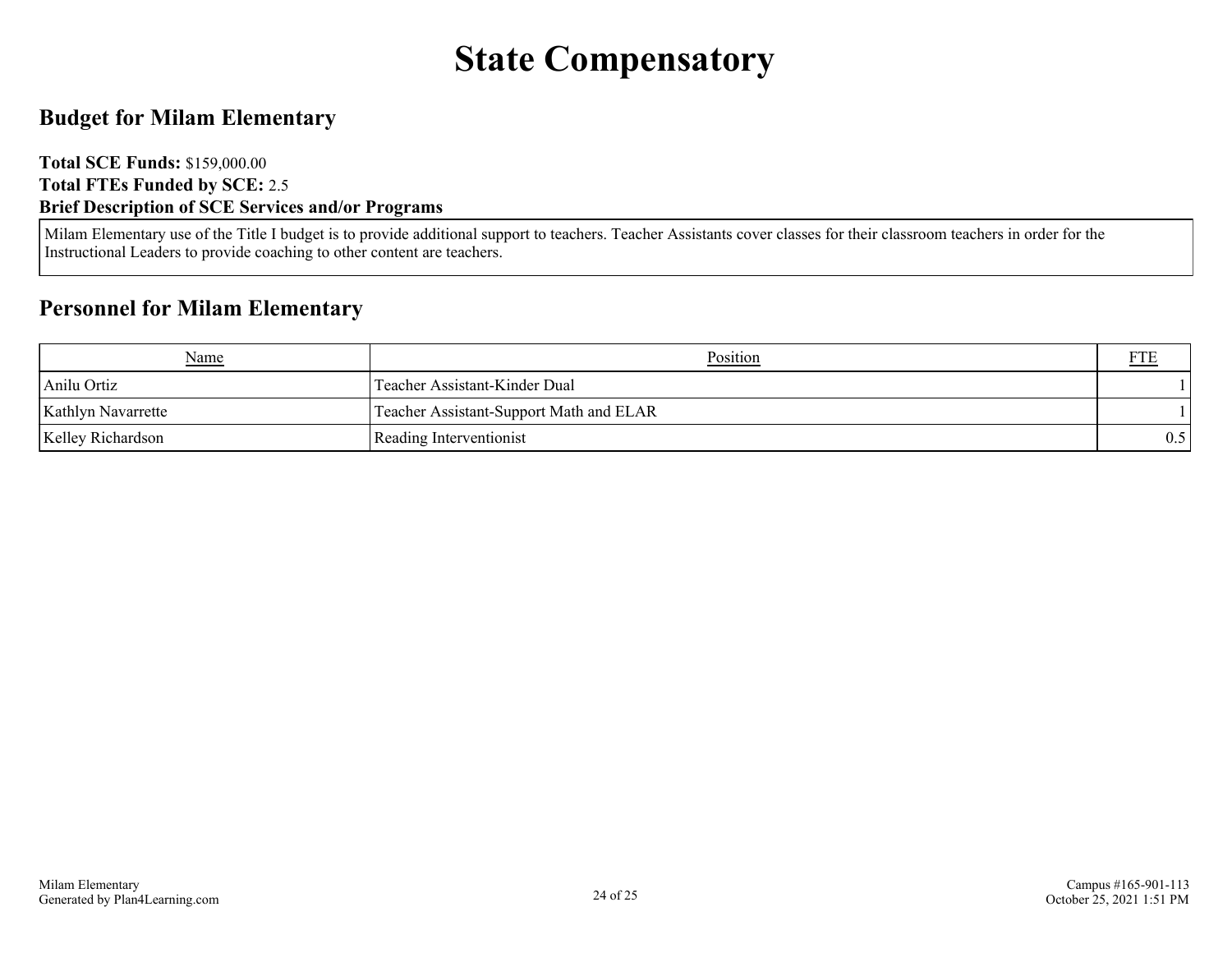# State Compensatory

## Budget for Milam Elementary

**Total SCE Funds:** $159,000.00
**Total FTEs Funded by SCE:** 2.5
**Brief Description of SCE Services and/or Programs**

Milam Elementary use of the Title I budget is to provide additional support to teachers. Teacher Assistants cover classes for their classroom teachers in order for the Instructional Leaders to provide coaching to other content are teachers.

## Personnel for Milam Elementary

| Name | Position | FTE |
| --- | --- | --- |
| Anilu Ortiz | Teacher Assistant-Kinder Dual | 1 |
| Kathlyn Navarrette | Teacher Assistant-Support Math and ELAR | 1 |
| Kelley Richardson | Reading Interventionist | 0.5 |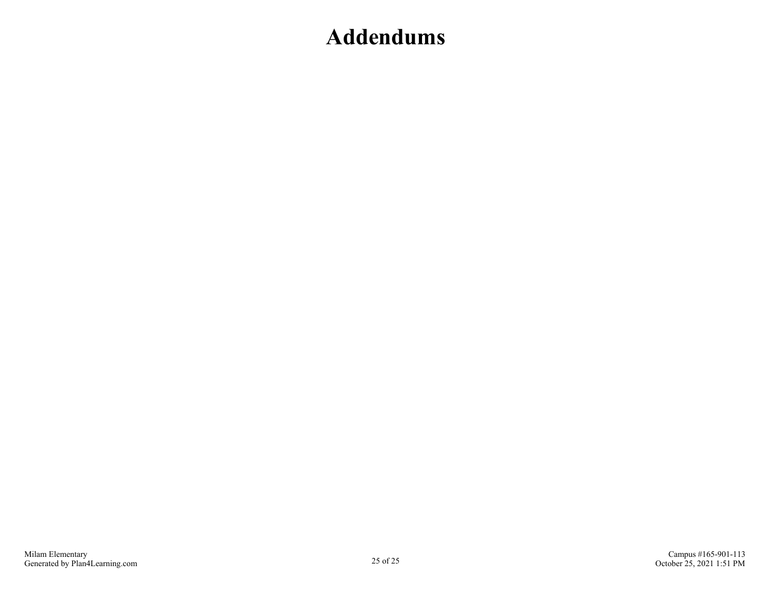# Addendums